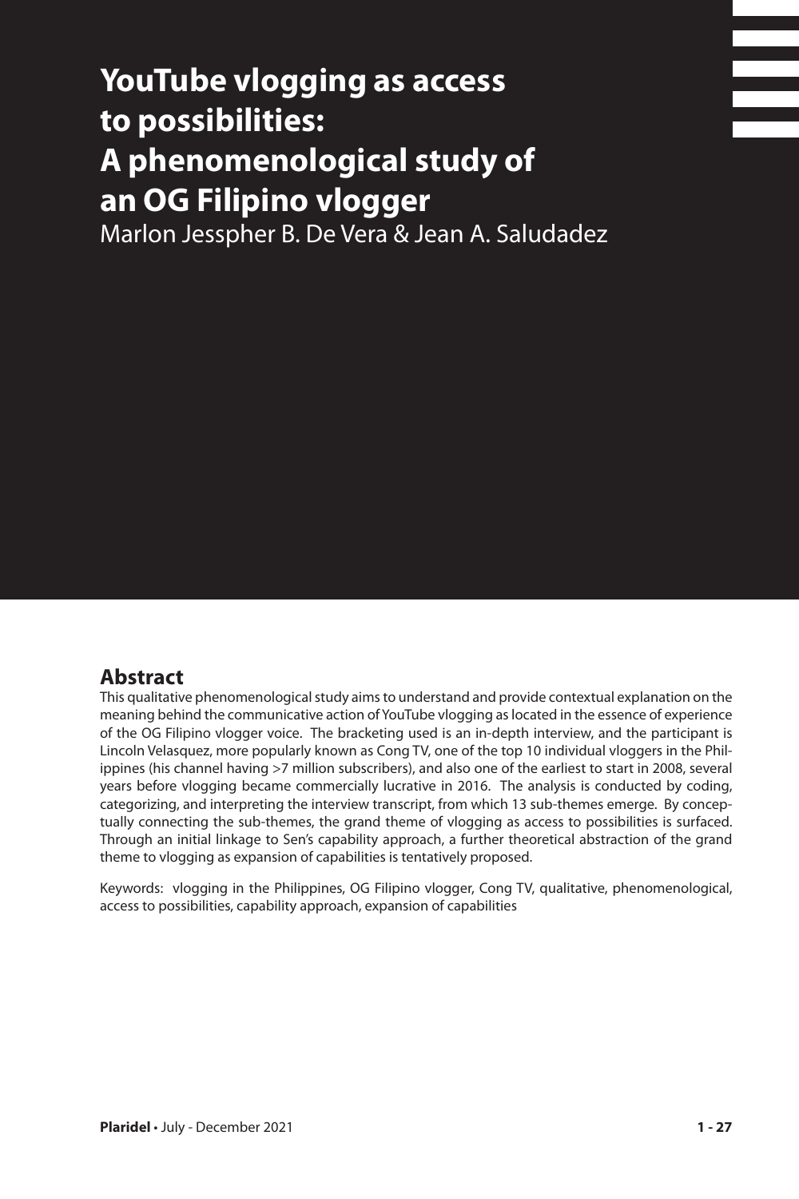# YouTube vlogging as access to possibilities: A phenomenological study of an OG Filipino vlogger

Marlon Jesspher B. De Vera & Jean A. Saludadez

## Abstract

This qualitative phenomenological study aims to understand and provide contextual explanation on the meaning behind the communicative action of YouTube vlogging as located in the essence of experience of the OG Filipino vlogger voice. The bracketing used is an in-depth interview, and the participant is Lincoln Velasquez, more popularly known as Cong TV, one of the top 10 individual vloggers in the Philippines (his channel having >7 million subscribers), and also one of the earliest to start in 2008, several years before vlogging became commercially lucrative in 2016. The analysis is conducted by coding, categorizing, and interpreting the interview transcript, from which 13 sub-themes emerge. By conceptually connecting the sub-themes, the grand theme of vlogging as access to possibilities is surfaced. Through an initial linkage to Sen's capability approach, a further theoretical abstraction of the grand theme to vlogging as expansion of capabilities is tentatively proposed.

Keywords: vlogging in the Philippines, OG Filipino vlogger, Cong TV, qualitative, phenomenological, access to possibilities, capability approach, expansion of capabilities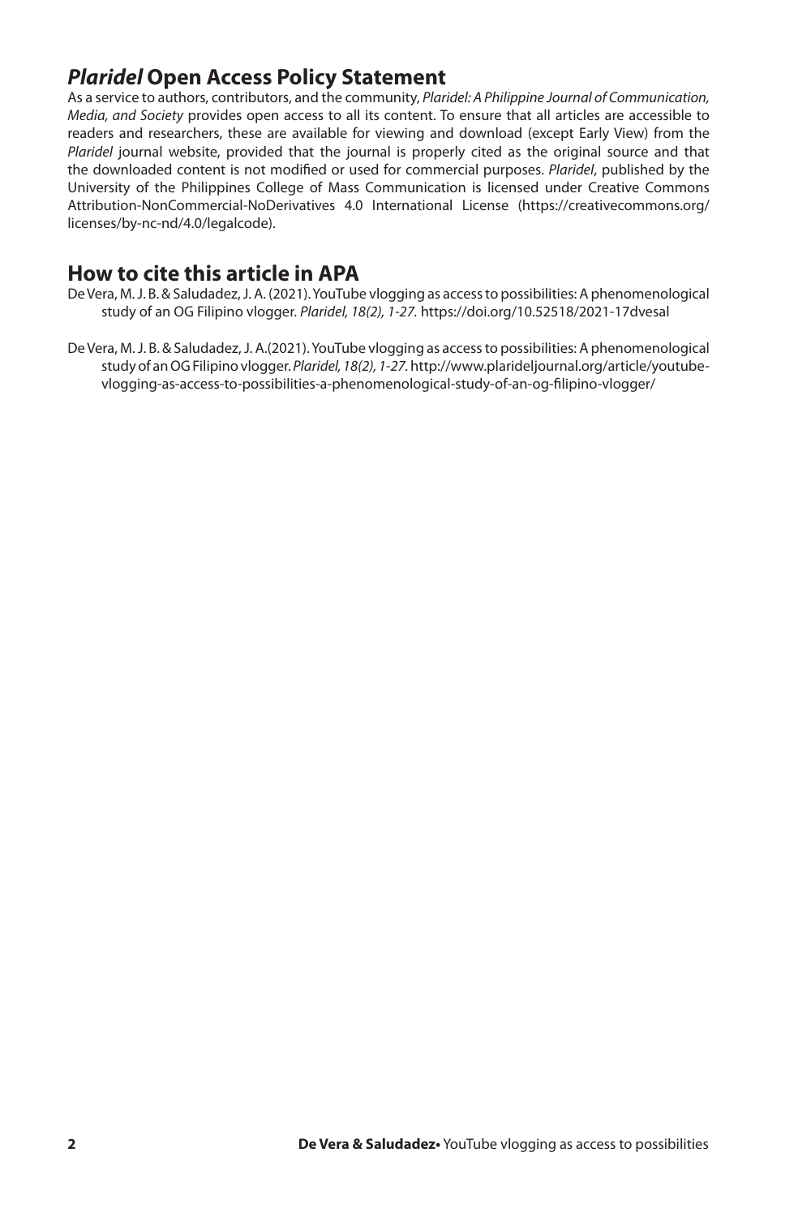## *Plaridel* Open Access Policy Statement

As a service to authors, contributors, and the community, *Plaridel: A Philippine Journal of Communication, Media, and Society* provides open access to all its content. To ensure that all articles are accessible to readers and researchers, these are available for viewing and download (except Early View) from the *Plaridel* journal website, provided that the journal is properly cited as the original source and that the downloaded content is not modified or used for commercial purposes. *Plaridel*, published by the University of the Philippines College of Mass Communication is licensed under Creative Commons Attribution-NonCommercial-NoDerivatives 4.0 International License (https://creativecommons.org/licenses/by-nc-nd/4.0/legalcode).

## How to cite this article in APA

De Vera, M. J. B. & Saludadez, J. A. (2021). YouTube vlogging as access to possibilities: A phenomenological study of an OG Filipino vlogger. *Plaridel, 18(2), 1-27.* https://doi.org/10.52518/2021-17dvesal

De Vera, M. J. B. & Saludadez, J. A.(2021). YouTube vlogging as access to possibilities: A phenomenological study of an OG Filipino vlogger. *Plaridel, 18(2), 1-27.* http://www.plarideljournal.org/article/youtube-vlogging-as-access-to-possibilities-a-phenomenological-study-of-an-og-filipino-vlogger/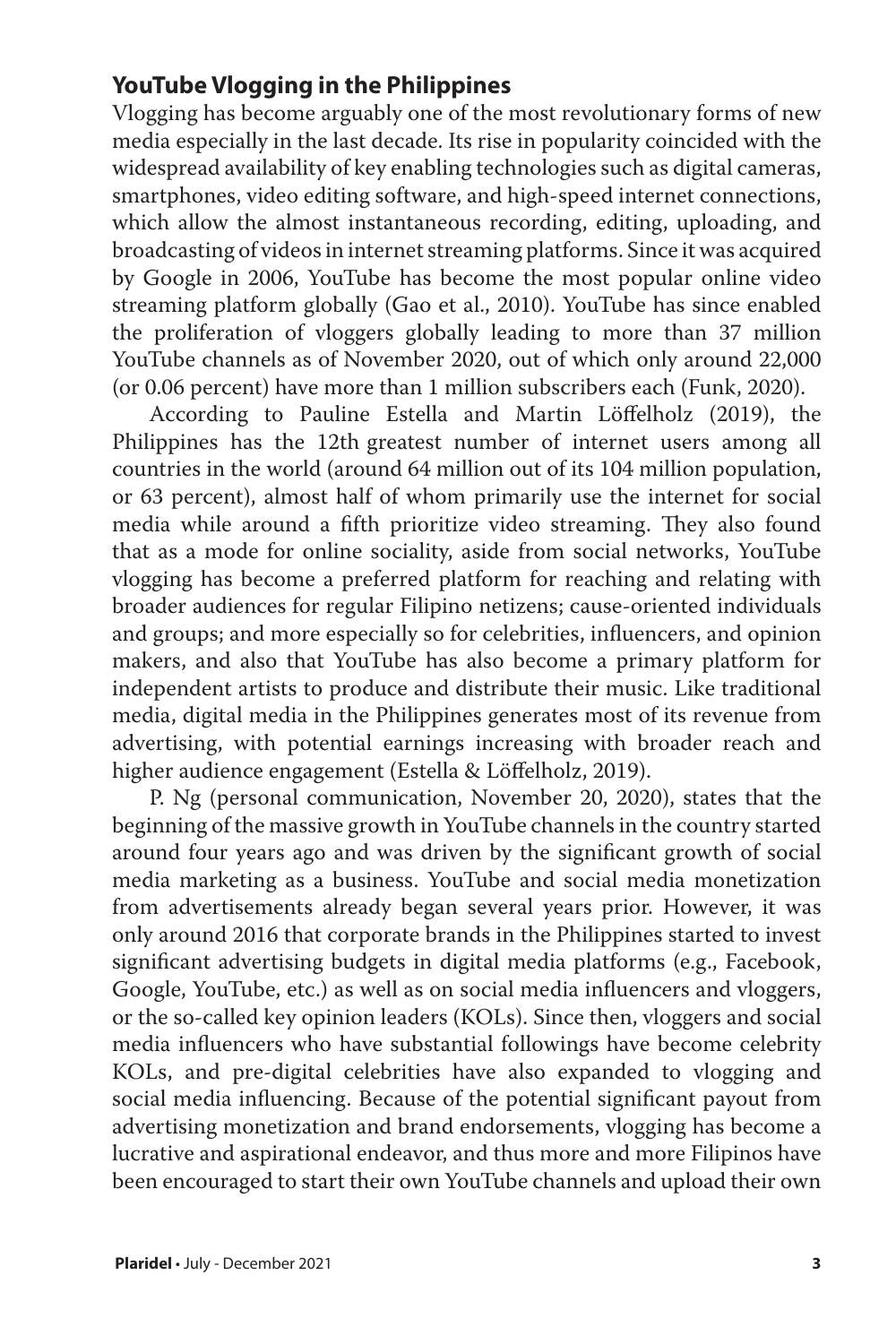## YouTube Vlogging in the Philippines

Vlogging has become arguably one of the most revolutionary forms of new media especially in the last decade. Its rise in popularity coincided with the widespread availability of key enabling technologies such as digital cameras, smartphones, video editing software, and high-speed internet connections, which allow the almost instantaneous recording, editing, uploading, and broadcasting of videos in internet streaming platforms. Since it was acquired by Google in 2006, YouTube has become the most popular online video streaming platform globally (Gao et al., 2010). YouTube has since enabled the proliferation of vloggers globally leading to more than 37 million YouTube channels as of November 2020, out of which only around 22,000 (or 0.06 percent) have more than 1 million subscribers each (Funk, 2020).

According to Pauline Estella and Martin Löffelholz (2019), the Philippines has the 12th greatest number of internet users among all countries in the world (around 64 million out of its 104 million population, or 63 percent), almost half of whom primarily use the internet for social media while around a fifth prioritize video streaming. They also found that as a mode for online sociality, aside from social networks, YouTube vlogging has become a preferred platform for reaching and relating with broader audiences for regular Filipino netizens; cause-oriented individuals and groups; and more especially so for celebrities, influencers, and opinion makers, and also that YouTube has also become a primary platform for independent artists to produce and distribute their music. Like traditional media, digital media in the Philippines generates most of its revenue from advertising, with potential earnings increasing with broader reach and higher audience engagement (Estella & Löffelholz, 2019).

P. Ng (personal communication, November 20, 2020), states that the beginning of the massive growth in YouTube channels in the country started around four years ago and was driven by the significant growth of social media marketing as a business. YouTube and social media monetization from advertisements already began several years prior. However, it was only around 2016 that corporate brands in the Philippines started to invest significant advertising budgets in digital media platforms (e.g., Facebook, Google, YouTube, etc.) as well as on social media influencers and vloggers, or the so-called key opinion leaders (KOLs). Since then, vloggers and social media influencers who have substantial followings have become celebrity KOLs, and pre-digital celebrities have also expanded to vlogging and social media influencing. Because of the potential significant payout from advertising monetization and brand endorsements, vlogging has become a lucrative and aspirational endeavor, and thus more and more Filipinos have been encouraged to start their own YouTube channels and upload their own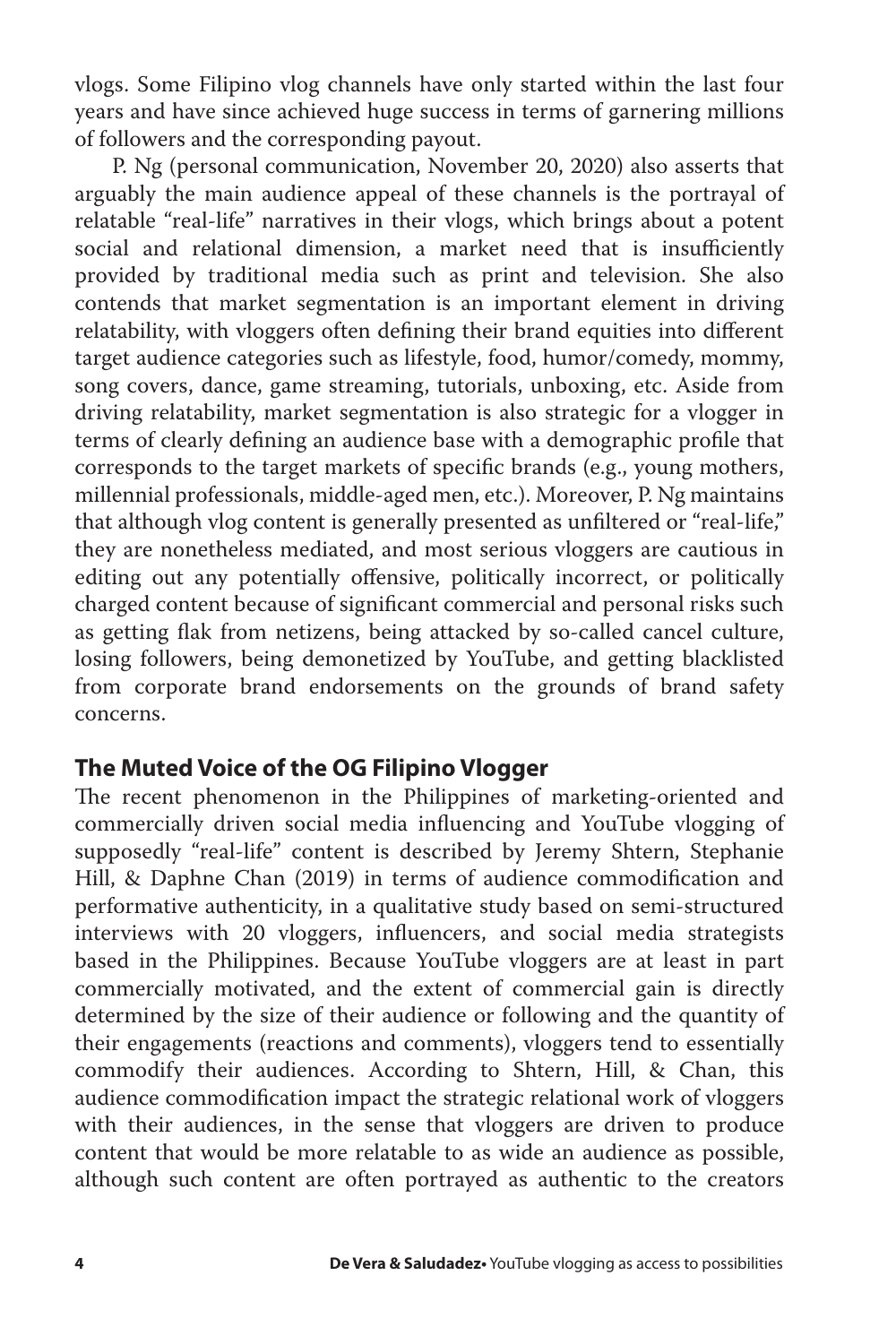vlogs. Some Filipino vlog channels have only started within the last four years and have since achieved huge success in terms of garnering millions of followers and the corresponding payout.

P. Ng (personal communication, November 20, 2020) also asserts that arguably the main audience appeal of these channels is the portrayal of relatable "real-life" narratives in their vlogs, which brings about a potent social and relational dimension, a market need that is insufficiently provided by traditional media such as print and television. She also contends that market segmentation is an important element in driving relatability, with vloggers often defining their brand equities into different target audience categories such as lifestyle, food, humor/comedy, mommy, song covers, dance, game streaming, tutorials, unboxing, etc. Aside from driving relatability, market segmentation is also strategic for a vlogger in terms of clearly defining an audience base with a demographic profile that corresponds to the target markets of specific brands (e.g., young mothers, millennial professionals, middle-aged men, etc.). Moreover, P. Ng maintains that although vlog content is generally presented as unfiltered or "real-life," they are nonetheless mediated, and most serious vloggers are cautious in editing out any potentially offensive, politically incorrect, or politically charged content because of significant commercial and personal risks such as getting flak from netizens, being attacked by so-called cancel culture, losing followers, being demonetized by YouTube, and getting blacklisted from corporate brand endorsements on the grounds of brand safety concerns.

## The Muted Voice of the OG Filipino Vlogger

The recent phenomenon in the Philippines of marketing-oriented and commercially driven social media influencing and YouTube vlogging of supposedly "real-life" content is described by Jeremy Shtern, Stephanie Hill, & Daphne Chan (2019) in terms of audience commodification and performative authenticity, in a qualitative study based on semi-structured interviews with 20 vloggers, influencers, and social media strategists based in the Philippines. Because YouTube vloggers are at least in part commercially motivated, and the extent of commercial gain is directly determined by the size of their audience or following and the quantity of their engagements (reactions and comments), vloggers tend to essentially commodify their audiences. According to Shtern, Hill, & Chan, this audience commodification impact the strategic relational work of vloggers with their audiences, in the sense that vloggers are driven to produce content that would be more relatable to as wide an audience as possible, although such content are often portrayed as authentic to the creators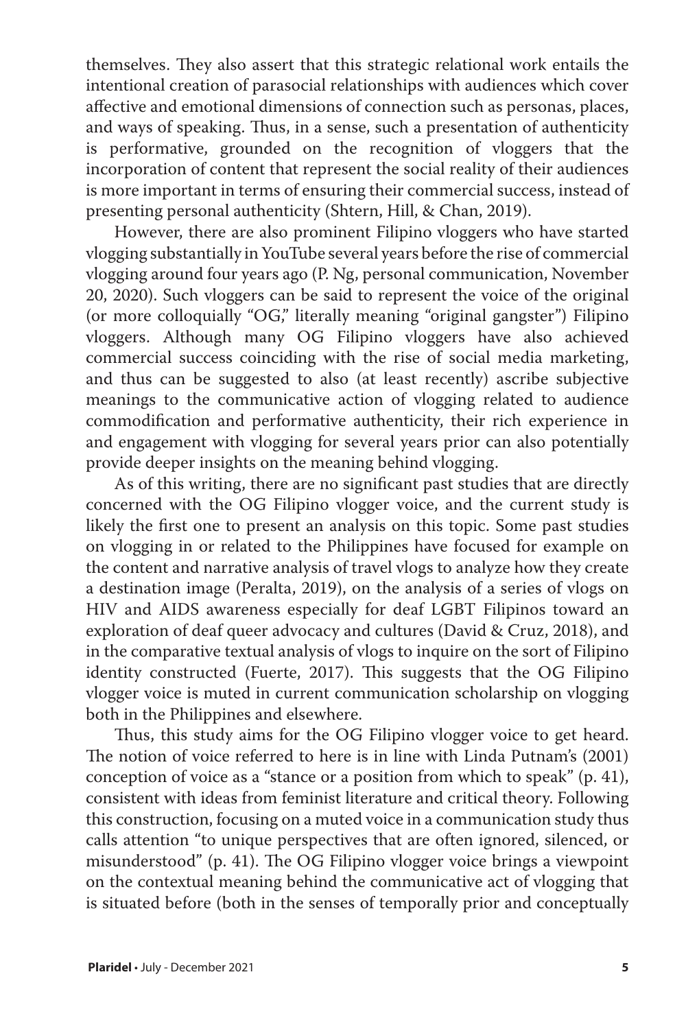themselves. They also assert that this strategic relational work entails the intentional creation of parasocial relationships with audiences which cover affective and emotional dimensions of connection such as personas, places, and ways of speaking. Thus, in a sense, such a presentation of authenticity is performative, grounded on the recognition of vloggers that the incorporation of content that represent the social reality of their audiences is more important in terms of ensuring their commercial success, instead of presenting personal authenticity (Shtern, Hill, & Chan, 2019).

However, there are also prominent Filipino vloggers who have started vlogging substantially in YouTube several years before the rise of commercial vlogging around four years ago (P. Ng, personal communication, November 20, 2020). Such vloggers can be said to represent the voice of the original (or more colloquially "OG," literally meaning "original gangster") Filipino vloggers. Although many OG Filipino vloggers have also achieved commercial success coinciding with the rise of social media marketing, and thus can be suggested to also (at least recently) ascribe subjective meanings to the communicative action of vlogging related to audience commodification and performative authenticity, their rich experience in and engagement with vlogging for several years prior can also potentially provide deeper insights on the meaning behind vlogging.

As of this writing, there are no significant past studies that are directly concerned with the OG Filipino vlogger voice, and the current study is likely the first one to present an analysis on this topic. Some past studies on vlogging in or related to the Philippines have focused for example on the content and narrative analysis of travel vlogs to analyze how they create a destination image (Peralta, 2019), on the analysis of a series of vlogs on HIV and AIDS awareness especially for deaf LGBT Filipinos toward an exploration of deaf queer advocacy and cultures (David & Cruz, 2018), and in the comparative textual analysis of vlogs to inquire on the sort of Filipino identity constructed (Fuerte, 2017). This suggests that the OG Filipino vlogger voice is muted in current communication scholarship on vlogging both in the Philippines and elsewhere.

Thus, this study aims for the OG Filipino vlogger voice to get heard. The notion of voice referred to here is in line with Linda Putnam's (2001) conception of voice as a "stance or a position from which to speak" (p. 41), consistent with ideas from feminist literature and critical theory. Following this construction, focusing on a muted voice in a communication study thus calls attention "to unique perspectives that are often ignored, silenced, or misunderstood" (p. 41). The OG Filipino vlogger voice brings a viewpoint on the contextual meaning behind the communicative act of vlogging that is situated before (both in the senses of temporally prior and conceptually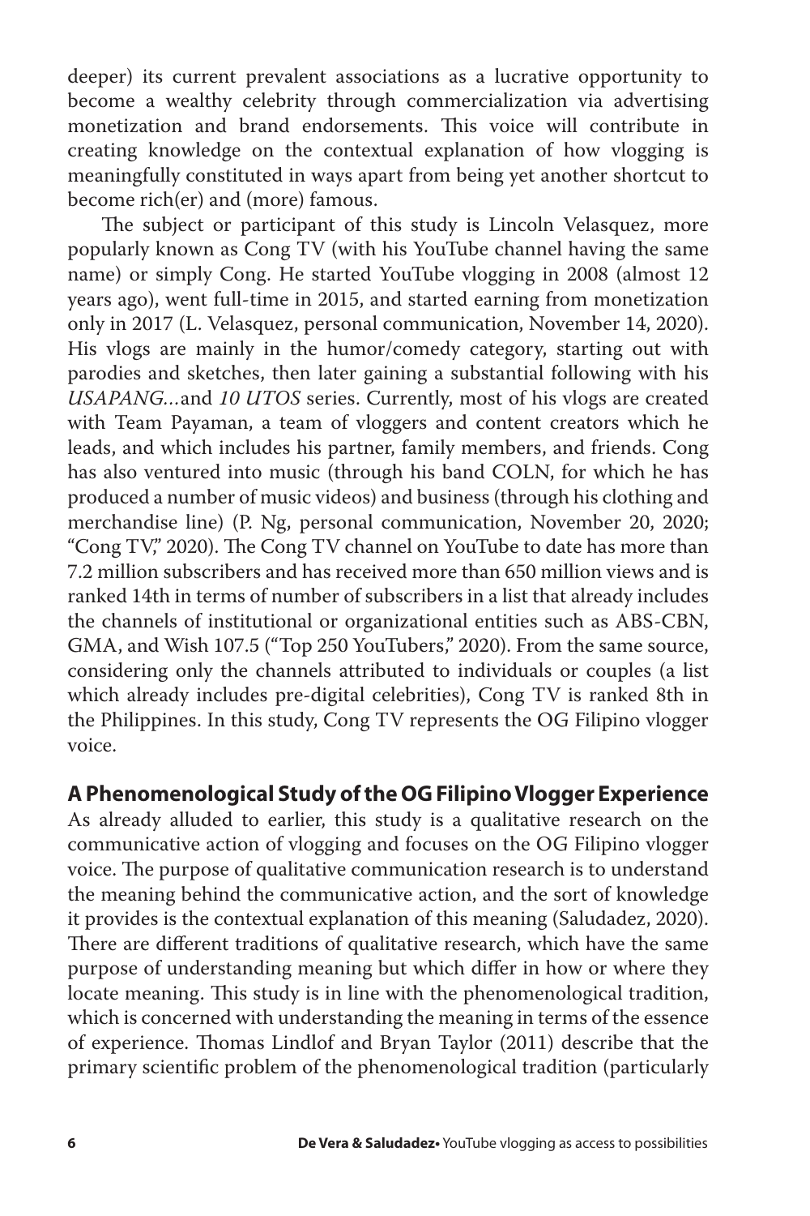deeper) its current prevalent associations as a lucrative opportunity to become a wealthy celebrity through commercialization via advertising monetization and brand endorsements. This voice will contribute in creating knowledge on the contextual explanation of how vlogging is meaningfully constituted in ways apart from being yet another shortcut to become rich(er) and (more) famous.

The subject or participant of this study is Lincoln Velasquez, more popularly known as Cong TV (with his YouTube channel having the same name) or simply Cong. He started YouTube vlogging in 2008 (almost 12 years ago), went full-time in 2015, and started earning from monetization only in 2017 (L. Velasquez, personal communication, November 14, 2020). His vlogs are mainly in the humor/comedy category, starting out with parodies and sketches, then later gaining a substantial following with his *USAPANG...* and *10 UTOS* series. Currently, most of his vlogs are created with Team Payaman, a team of vloggers and content creators which he leads, and which includes his partner, family members, and friends. Cong has also ventured into music (through his band COLN, for which he has produced a number of music videos) and business (through his clothing and merchandise line) (P. Ng, personal communication, November 20, 2020; "Cong TV," 2020). The Cong TV channel on YouTube to date has more than 7.2 million subscribers and has received more than 650 million views and is ranked 14th in terms of number of subscribers in a list that already includes the channels of institutional or organizational entities such as ABS-CBN, GMA, and Wish 107.5 ("Top 250 YouTubers," 2020). From the same source, considering only the channels attributed to individuals or couples (a list which already includes pre-digital celebrities), Cong TV is ranked 8th in the Philippines. In this study, Cong TV represents the OG Filipino vlogger voice.

## A Phenomenological Study of the OG Filipino Vlogger Experience

As already alluded to earlier, this study is a qualitative research on the communicative action of vlogging and focuses on the OG Filipino vlogger voice. The purpose of qualitative communication research is to understand the meaning behind the communicative action, and the sort of knowledge it provides is the contextual explanation of this meaning (Saludadez, 2020). There are different traditions of qualitative research, which have the same purpose of understanding meaning but which differ in how or where they locate meaning. This study is in line with the phenomenological tradition, which is concerned with understanding the meaning in terms of the essence of experience. Thomas Lindlof and Bryan Taylor (2011) describe that the primary scientific problem of the phenomenological tradition (particularly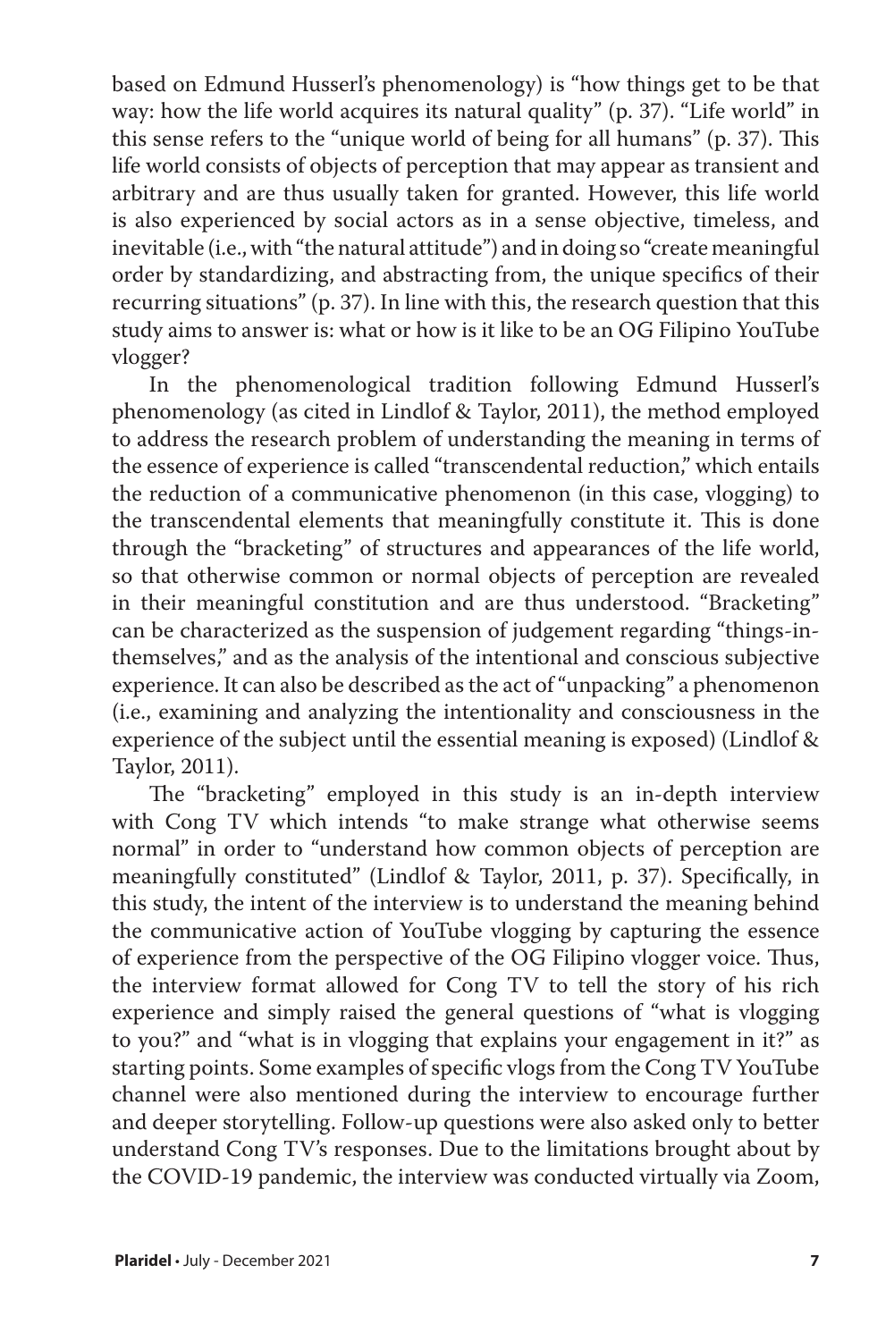based on Edmund Husserl's phenomenology) is "how things get to be that way: how the life world acquires its natural quality" (p. 37). "Life world" in this sense refers to the "unique world of being for all humans" (p. 37). This life world consists of objects of perception that may appear as transient and arbitrary and are thus usually taken for granted. However, this life world is also experienced by social actors as in a sense objective, timeless, and inevitable (i.e., with "the natural attitude") and in doing so "create meaningful order by standardizing, and abstracting from, the unique specifics of their recurring situations" (p. 37). In line with this, the research question that this study aims to answer is: what or how is it like to be an OG Filipino YouTube vlogger?

In the phenomenological tradition following Edmund Husserl's phenomenology (as cited in Lindlof & Taylor, 2011), the method employed to address the research problem of understanding the meaning in terms of the essence of experience is called "transcendental reduction," which entails the reduction of a communicative phenomenon (in this case, vlogging) to the transcendental elements that meaningfully constitute it. This is done through the "bracketing" of structures and appearances of the life world, so that otherwise common or normal objects of perception are revealed in their meaningful constitution and are thus understood. "Bracketing" can be characterized as the suspension of judgement regarding "things-in-themselves," and as the analysis of the intentional and conscious subjective experience. It can also be described as the act of "unpacking" a phenomenon (i.e., examining and analyzing the intentionality and consciousness in the experience of the subject until the essential meaning is exposed) (Lindlof & Taylor, 2011).

The "bracketing" employed in this study is an in-depth interview with Cong TV which intends "to make strange what otherwise seems normal" in order to "understand how common objects of perception are meaningfully constituted" (Lindlof & Taylor, 2011, p. 37). Specifically, in this study, the intent of the interview is to understand the meaning behind the communicative action of YouTube vlogging by capturing the essence of experience from the perspective of the OG Filipino vlogger voice. Thus, the interview format allowed for Cong TV to tell the story of his rich experience and simply raised the general questions of "what is vlogging to you?" and "what is in vlogging that explains your engagement in it?" as starting points. Some examples of specific vlogs from the Cong TV YouTube channel were also mentioned during the interview to encourage further and deeper storytelling. Follow-up questions were also asked only to better understand Cong TV's responses. Due to the limitations brought about by the COVID-19 pandemic, the interview was conducted virtually via Zoom,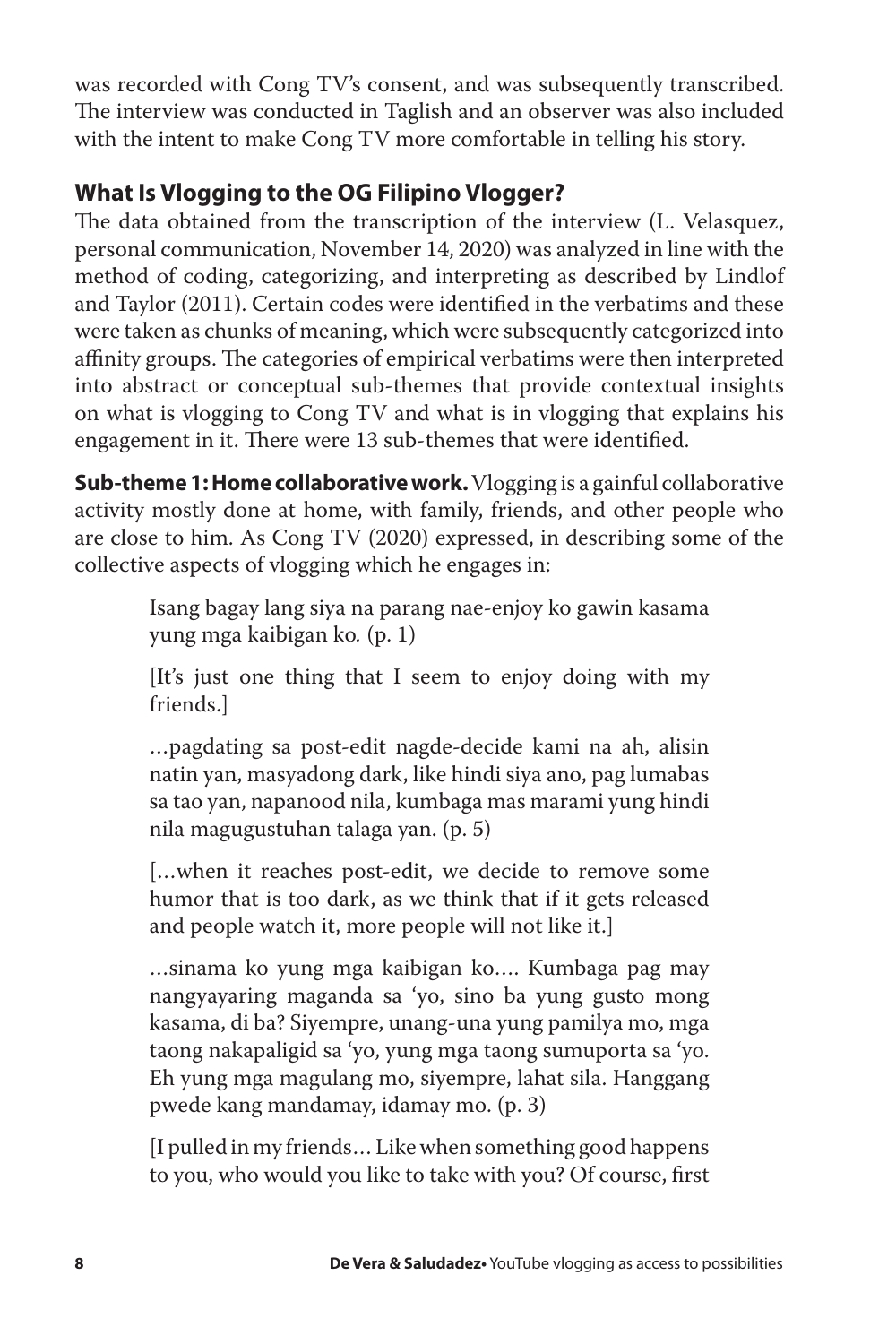was recorded with Cong TV's consent, and was subsequently transcribed. The interview was conducted in Taglish and an observer was also included with the intent to make Cong TV more comfortable in telling his story.

## What Is Vlogging to the OG Filipino Vlogger?

The data obtained from the transcription of the interview (L. Velasquez, personal communication, November 14, 2020) was analyzed in line with the method of coding, categorizing, and interpreting as described by Lindlof and Taylor (2011). Certain codes were identified in the verbatims and these were taken as chunks of meaning, which were subsequently categorized into affinity groups. The categories of empirical verbatims were then interpreted into abstract or conceptual sub-themes that provide contextual insights on what is vlogging to Cong TV and what is in vlogging that explains his engagement in it. There were 13 sub-themes that were identified.

**Sub-theme 1: Home collaborative work.** Vlogging is a gainful collaborative activity mostly done at home, with family, friends, and other people who are close to him. As Cong TV (2020) expressed, in describing some of the collective aspects of vlogging which he engages in:

> Isang bagay lang siya na parang nae-enjoy ko gawin kasama yung mga kaibigan ko*.* (p. 1)
>
> [It's just one thing that I seem to enjoy doing with my friends.]
>
> …pagdating sa post-edit nagde-decide kami na ah, alisin natin yan, masyadong dark, like hindi siya ano, pag lumabas sa tao yan, napanood nila, kumbaga mas marami yung hindi nila magugustuhan talaga yan. (p. 5)
>
> […when it reaches post-edit, we decide to remove some humor that is too dark, as we think that if it gets released and people watch it, more people will not like it.]
>
> …sinama ko yung mga kaibigan ko…. Kumbaga pag may nangyayaring maganda sa 'yo, sino ba yung gusto mong kasama, di ba? Siyempre, unang-una yung pamilya mo, mga taong nakapaligid sa 'yo, yung mga taong sumuporta sa 'yo. Eh yung mga magulang mo, siyempre, lahat sila. Hanggang pwede kang mandamay, idamay mo. (p. 3)
>
> [I pulled in my friends… Like when something good happens to you, who would you like to take with you? Of course, first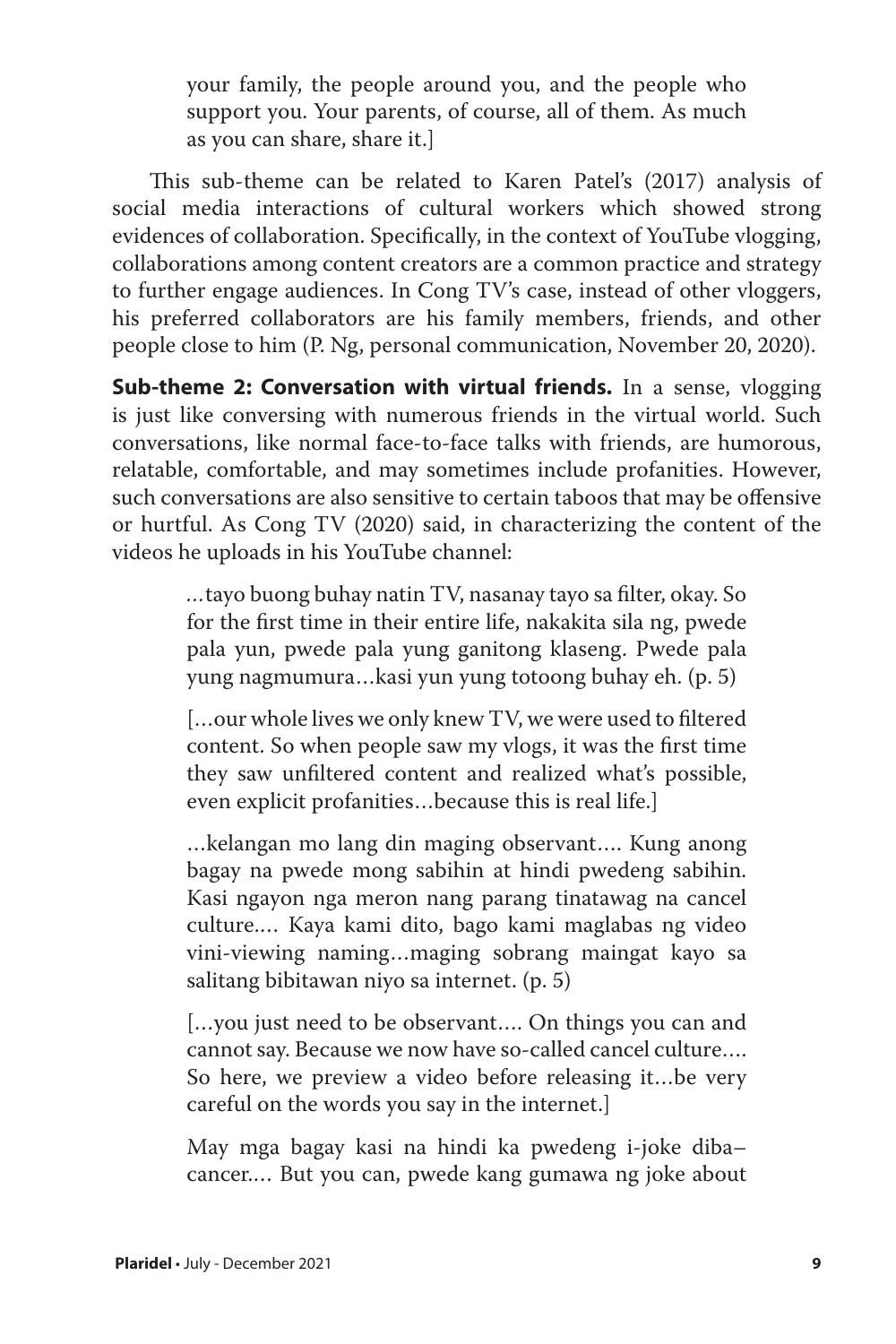your family, the people around you, and the people who support you. Your parents, of course, all of them. As much as you can share, share it.]

This sub-theme can be related to Karen Patel's (2017) analysis of social media interactions of cultural workers which showed strong evidences of collaboration. Specifically, in the context of YouTube vlogging, collaborations among content creators are a common practice and strategy to further engage audiences. In Cong TV's case, instead of other vloggers, his preferred collaborators are his family members, friends, and other people close to him (P. Ng, personal communication, November 20, 2020).

**Sub-theme 2: Conversation with virtual friends.** In a sense, vlogging is just like conversing with numerous friends in the virtual world. Such conversations, like normal face-to-face talks with friends, are humorous, relatable, comfortable, and may sometimes include profanities. However, such conversations are also sensitive to certain taboos that may be offensive or hurtful. As Cong TV (2020) said, in characterizing the content of the videos he uploads in his YouTube channel:

> …tayo buong buhay natin TV, nasanay tayo sa filter, okay. So for the first time in their entire life, nakakita sila ng, pwede pala yun, pwede pala yung ganitong klaseng. Pwede pala yung nagmumura…kasi yun yung totoong buhay eh. (p. 5)
>
> […our whole lives we only knew TV, we were used to filtered content. So when people saw my vlogs, it was the first time they saw unfiltered content and realized what's possible, even explicit profanities…because this is real life.]
>
> …kelangan mo lang din maging observant…. Kung anong bagay na pwede mong sabihin at hindi pwedeng sabihin. Kasi ngayon nga meron nang parang tinatawag na cancel culture.… Kaya kami dito, bago kami maglabas ng video vini-viewing naming…maging sobrang maingat kayo sa salitang bibitawan niyo sa internet. (p. 5)
>
> […you just need to be observant…. On things you can and cannot say. Because we now have so-called cancel culture…. So here, we preview a video before releasing it…be very careful on the words you say in the internet.]
>
> May mga bagay kasi na hindi ka pwedeng i-joke diba–cancer.… But you can, pwede kang gumawa ng joke about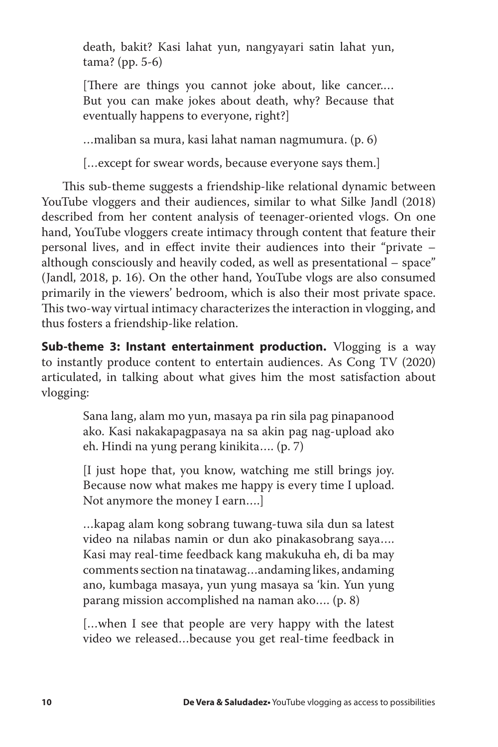> death, bakit? Kasi lahat yun, nangyayari satin lahat yun, tama? (pp. 5-6)
>
> [There are things you cannot joke about, like cancer.... But you can make jokes about death, why? Because that eventually happens to everyone, right?]
>
> …maliban sa mura, kasi lahat naman nagmumura. (p. 6)
>
> […except for swear words, because everyone says them.]

This sub-theme suggests a friendship-like relational dynamic between YouTube vloggers and their audiences, similar to what Silke Jandl (2018) described from her content analysis of teenager-oriented vlogs. On one hand, YouTube vloggers create intimacy through content that feature their personal lives, and in effect invite their audiences into their "private – although consciously and heavily coded, as well as presentational – space" (Jandl, 2018, p. 16). On the other hand, YouTube vlogs are also consumed primarily in the viewers' bedroom, which is also their most private space. This two-way virtual intimacy characterizes the interaction in vlogging, and thus fosters a friendship-like relation.

**Sub-theme 3: Instant entertainment production.** Vlogging is a way to instantly produce content to entertain audiences. As Cong TV (2020) articulated, in talking about what gives him the most satisfaction about vlogging:

> Sana lang, alam mo yun, masaya pa rin sila pag pinapanood ako. Kasi nakakapagpasaya na sa akin pag nag-upload ako eh. Hindi na yung perang kinikita…. (p. 7)
>
> [I just hope that, you know, watching me still brings joy. Because now what makes me happy is every time I upload. Not anymore the money I earn….]
>
> …kapag alam kong sobrang tuwang-tuwa sila dun sa latest video na nilabas namin or dun ako pinakasobrang saya…. Kasi may real-time feedback kang makukuha eh, di ba may comments section na tinatawag…andaming likes, andaming ano, kumbaga masaya, yun yung masaya sa 'kin. Yun yung parang mission accomplished na naman ako…. (p. 8)
>
> […when I see that people are very happy with the latest video we released…because you get real-time feedback in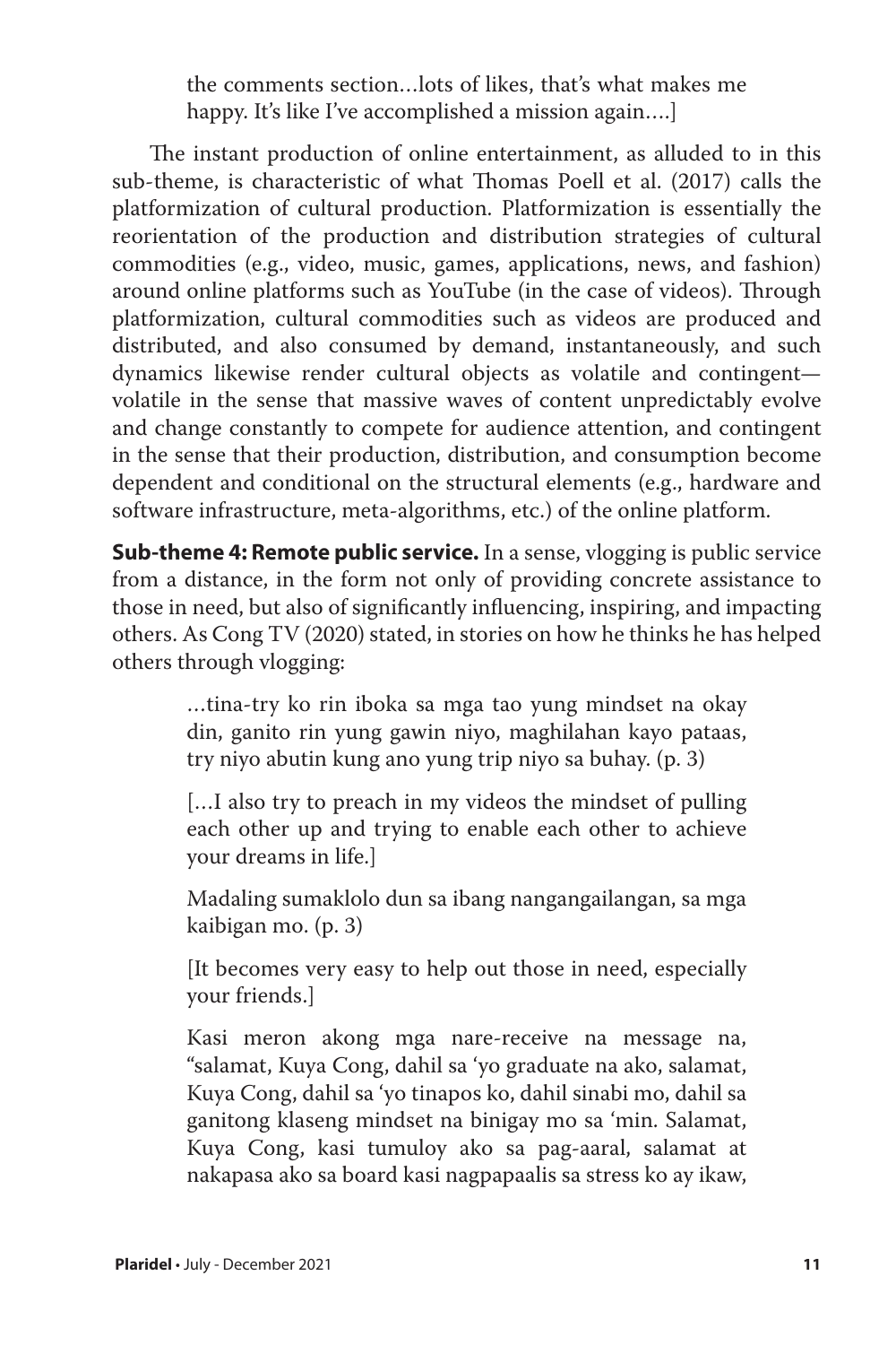> the comments section…lots of likes, that's what makes me happy. It's like I've accomplished a mission again….]

The instant production of online entertainment, as alluded to in this sub-theme, is characteristic of what Thomas Poell et al. (2017) calls the platformization of cultural production. Platformization is essentially the reorientation of the production and distribution strategies of cultural commodities (e.g., video, music, games, applications, news, and fashion) around online platforms such as YouTube (in the case of videos). Through platformization, cultural commodities such as videos are produced and distributed, and also consumed by demand, instantaneously, and such dynamics likewise render cultural objects as volatile and contingent—volatile in the sense that massive waves of content unpredictably evolve and change constantly to compete for audience attention, and contingent in the sense that their production, distribution, and consumption become dependent and conditional on the structural elements (e.g., hardware and software infrastructure, meta-algorithms, etc.) of the online platform.

**Sub-theme 4: Remote public service.** In a sense, vlogging is public service from a distance, in the form not only of providing concrete assistance to those in need, but also of significantly influencing, inspiring, and impacting others. As Cong TV (2020) stated, in stories on how he thinks he has helped others through vlogging:

> …tina-try ko rin iboka sa mga tao yung mindset na okay din, ganito rin yung gawin niyo, maghilahan kayo pataas, try niyo abutin kung ano yung trip niyo sa buhay. (p. 3)
>
> […I also try to preach in my videos the mindset of pulling each other up and trying to enable each other to achieve your dreams in life.]
>
> Madaling sumaklolo dun sa ibang nangangailangan, sa mga kaibigan mo. (p. 3)
>
> [It becomes very easy to help out those in need, especially your friends.]
>
> Kasi meron akong mga nare-receive na message na, "salamat, Kuya Cong, dahil sa 'yo graduate na ako, salamat, Kuya Cong, dahil sa 'yo tinapos ko, dahil sinabi mo, dahil sa ganitong klaseng mindset na binigay mo sa 'min. Salamat, Kuya Cong, kasi tumuloy ako sa pag-aaral, salamat at nakapasa ako sa board kasi nagpapaalis sa stress ko ay ikaw,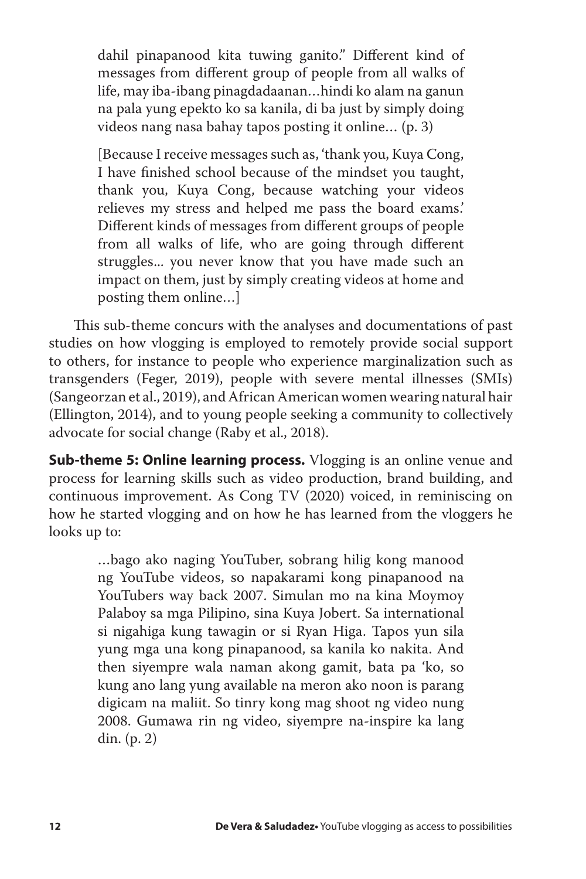> dahil pinapanood kita tuwing ganito." Different kind of messages from different group of people from all walks of life, may iba-ibang pinagdadaanan…hindi ko alam na ganun na pala yung epekto ko sa kanila, di ba just by simply doing videos nang nasa bahay tapos posting it online… (p. 3)
>
> [Because I receive messages such as, 'thank you, Kuya Cong, I have finished school because of the mindset you taught, thank you, Kuya Cong, because watching your videos relieves my stress and helped me pass the board exams.' Different kinds of messages from different groups of people from all walks of life, who are going through different struggles... you never know that you have made such an impact on them, just by simply creating videos at home and posting them online…]

This sub-theme concurs with the analyses and documentations of past studies on how vlogging is employed to remotely provide social support to others, for instance to people who experience marginalization such as transgenders (Feger, 2019), people with severe mental illnesses (SMIs) (Sangeorzan et al., 2019), and African American women wearing natural hair (Ellington, 2014), and to young people seeking a community to collectively advocate for social change (Raby et al., 2018).

**Sub-theme 5: Online learning process.** Vlogging is an online venue and process for learning skills such as video production, brand building, and continuous improvement. As Cong TV (2020) voiced, in reminiscing on how he started vlogging and on how he has learned from the vloggers he looks up to:

> …bago ako naging YouTuber, sobrang hilig kong manood ng YouTube videos, so napakarami kong pinapanood na YouTubers way back 2007. Simulan mo na kina Moymoy Palaboy sa mga Pilipino, sina Kuya Jobert. Sa international si nigahiga kung tawagin or si Ryan Higa. Tapos yun sila yung mga una kong pinapanood, sa kanila ko nakita. And then siyempre wala naman akong gamit, bata pa 'ko, so kung ano lang yung available na meron ako noon is parang digicam na maliit. So tinry kong mag shoot ng video nung 2008. Gumawa rin ng video, siyempre na-inspire ka lang din. (p. 2)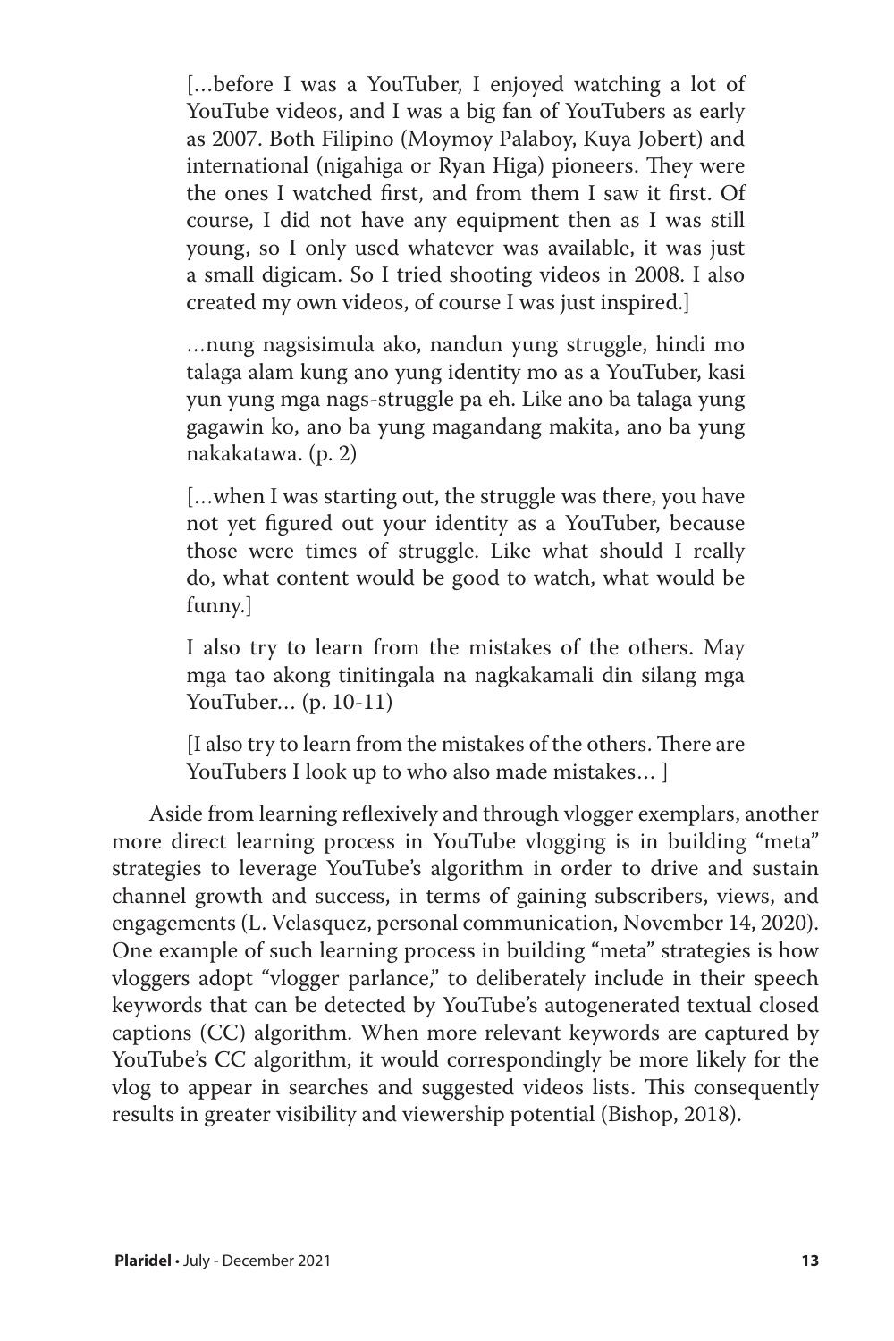> […before I was a YouTuber, I enjoyed watching a lot of YouTube videos, and I was a big fan of YouTubers as early as 2007. Both Filipino (Moymoy Palaboy, Kuya Jobert) and international (nigahiga or Ryan Higa) pioneers. They were the ones I watched first, and from them I saw it first. Of course, I did not have any equipment then as I was still young, so I only used whatever was available, it was just a small digicam. So I tried shooting videos in 2008. I also created my own videos, of course I was just inspired.]
>
> …nung nagsisimula ako, nandun yung struggle, hindi mo talaga alam kung ano yung identity mo as a YouTuber, kasi yun yung mga nags-struggle pa eh. Like ano ba talaga yung gagawin ko, ano ba yung magandang makita, ano ba yung nakakatawa. (p. 2)
>
> […when I was starting out, the struggle was there, you have not yet figured out your identity as a YouTuber, because those were times of struggle. Like what should I really do, what content would be good to watch, what would be funny.]
>
> I also try to learn from the mistakes of the others. May mga tao akong tinitingala na nagkakamali din silang mga YouTuber… (p. 10-11)
>
> [I also try to learn from the mistakes of the others. There are YouTubers I look up to who also made mistakes… ]

Aside from learning reflexively and through vlogger exemplars, another more direct learning process in YouTube vlogging is in building "meta" strategies to leverage YouTube's algorithm in order to drive and sustain channel growth and success, in terms of gaining subscribers, views, and engagements (L. Velasquez, personal communication, November 14, 2020). One example of such learning process in building "meta" strategies is how vloggers adopt "vlogger parlance," to deliberately include in their speech keywords that can be detected by YouTube's autogenerated textual closed captions (CC) algorithm. When more relevant keywords are captured by YouTube's CC algorithm, it would correspondingly be more likely for the vlog to appear in searches and suggested videos lists. This consequently results in greater visibility and viewership potential (Bishop, 2018).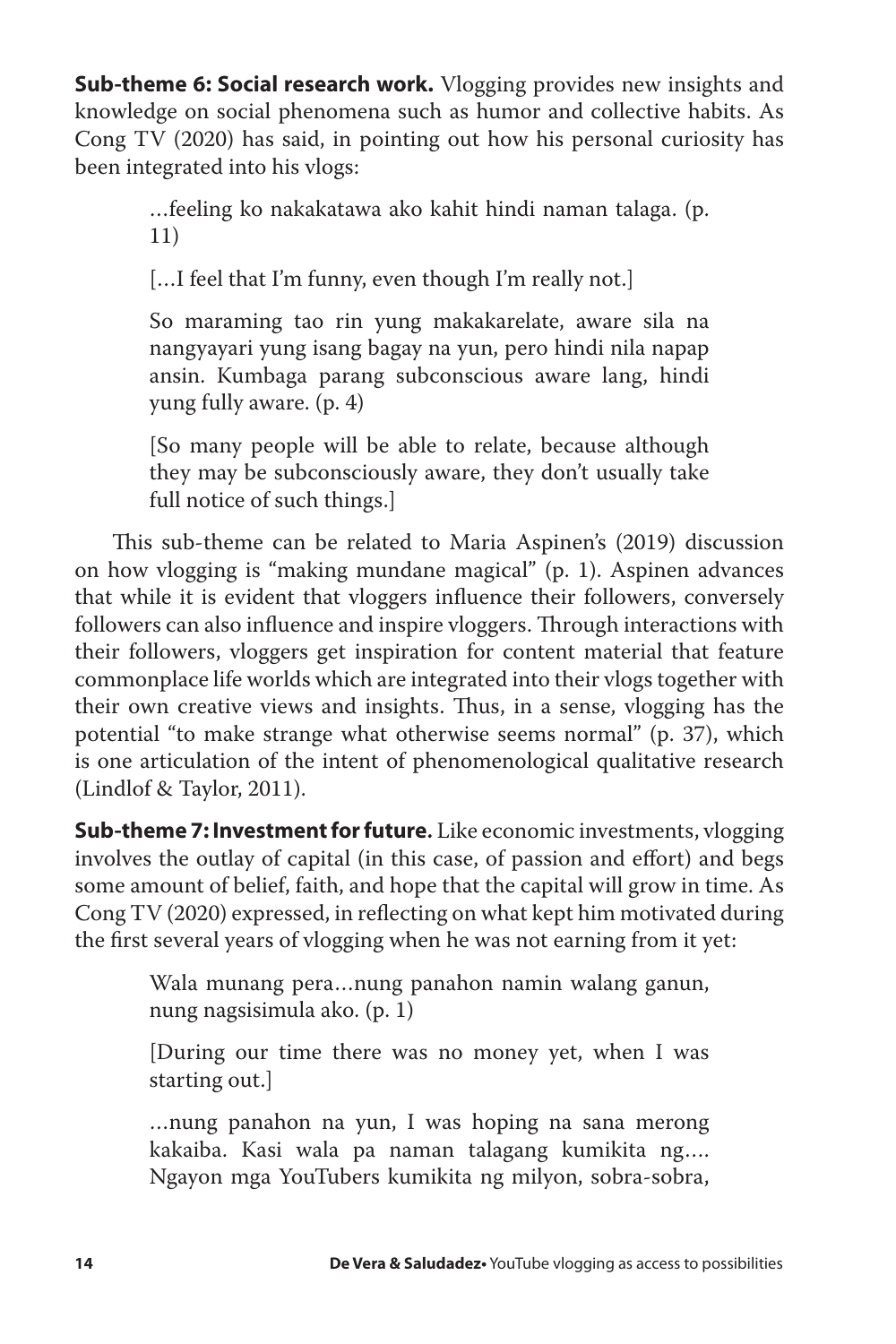**Sub-theme 6: Social research work.** Vlogging provides new insights and knowledge on social phenomena such as humor and collective habits. As Cong TV (2020) has said, in pointing out how his personal curiosity has been integrated into his vlogs:

> ...feeling ko nakakatawa ako kahit hindi naman talaga. (p. 11)
>
> […I feel that I'm funny, even though I'm really not.]
>
> So maraming tao rin yung makakarelate, aware sila na nangyayari yung isang bagay na yun, pero hindi nila napap ansin. Kumbaga parang subconscious aware lang, hindi yung fully aware. (p. 4)
>
> [So many people will be able to relate, because although they may be subconsciously aware, they don't usually take full notice of such things.]

This sub-theme can be related to Maria Aspinen's (2019) discussion on how vlogging is "making mundane magical" (p. 1). Aspinen advances that while it is evident that vloggers influence their followers, conversely followers can also influence and inspire vloggers. Through interactions with their followers, vloggers get inspiration for content material that feature commonplace life worlds which are integrated into their vlogs together with their own creative views and insights. Thus, in a sense, vlogging has the potential "to make strange what otherwise seems normal" (p. 37), which is one articulation of the intent of phenomenological qualitative research (Lindlof & Taylor, 2011).

**Sub-theme 7: Investment for future.** Like economic investments, vlogging involves the outlay of capital (in this case, of passion and effort) and begs some amount of belief, faith, and hope that the capital will grow in time. As Cong TV (2020) expressed, in reflecting on what kept him motivated during the first several years of vlogging when he was not earning from it yet:

> Wala munang pera…nung panahon namin walang ganun, nung nagsisimula ako. (p. 1)
>
> [During our time there was no money yet, when I was starting out.]
>
> …nung panahon na yun, I was hoping na sana merong kakaiba. Kasi wala pa naman talagang kumikita ng…. Ngayon mga YouTubers kumikita ng milyon, sobra-sobra,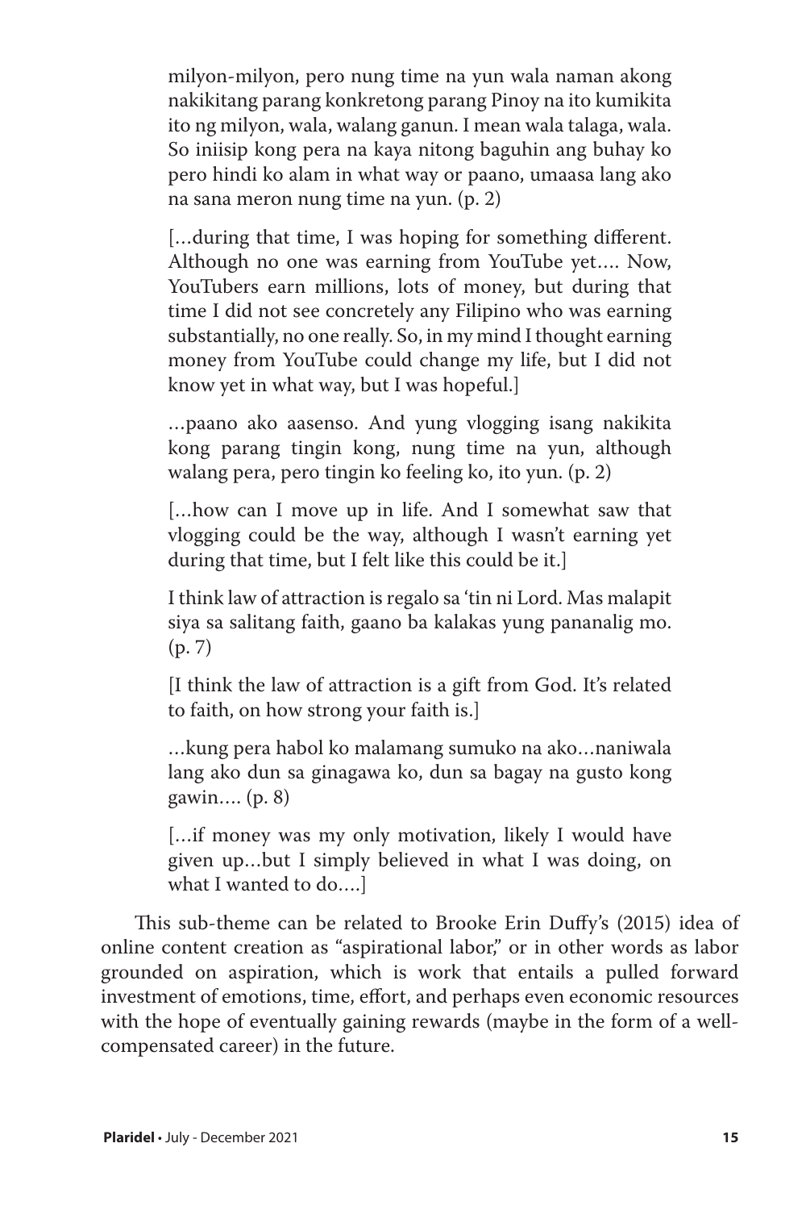> milyon-milyon, pero nung time na yun wala naman akong nakikitang parang konkretong parang Pinoy na ito kumikita ito ng milyon, wala, walang ganun. I mean wala talaga, wala. So iniisip kong pera na kaya nitong baguhin ang buhay ko pero hindi ko alam in what way or paano, umaasa lang ako na sana meron nung time na yun. (p. 2)
>
> […during that time, I was hoping for something different. Although no one was earning from YouTube yet…. Now, YouTubers earn millions, lots of money, but during that time I did not see concretely any Filipino who was earning substantially, no one really. So, in my mind I thought earning money from YouTube could change my life, but I did not know yet in what way, but I was hopeful.]
>
> …paano ako aasenso. And yung vlogging isang nakikita kong parang tingin kong, nung time na yun, although walang pera, pero tingin ko feeling ko, ito yun. (p. 2)
>
> […how can I move up in life. And I somewhat saw that vlogging could be the way, although I wasn't earning yet during that time, but I felt like this could be it.]
>
> I think law of attraction is regalo sa 'tin ni Lord. Mas malapit siya sa salitang faith, gaano ba kalakas yung pananalig mo. (p. 7)
>
> [I think the law of attraction is a gift from God. It's related to faith, on how strong your faith is.]
>
> …kung pera habol ko malamang sumuko na ako…naniwala lang ako dun sa ginagawa ko, dun sa bagay na gusto kong gawin…. (p. 8)
>
> […if money was my only motivation, likely I would have given up…but I simply believed in what I was doing, on what I wanted to do….]

This sub-theme can be related to Brooke Erin Duffy's (2015) idea of online content creation as "aspirational labor," or in other words as labor grounded on aspiration, which is work that entails a pulled forward investment of emotions, time, effort, and perhaps even economic resources with the hope of eventually gaining rewards (maybe in the form of a well-compensated career) in the future.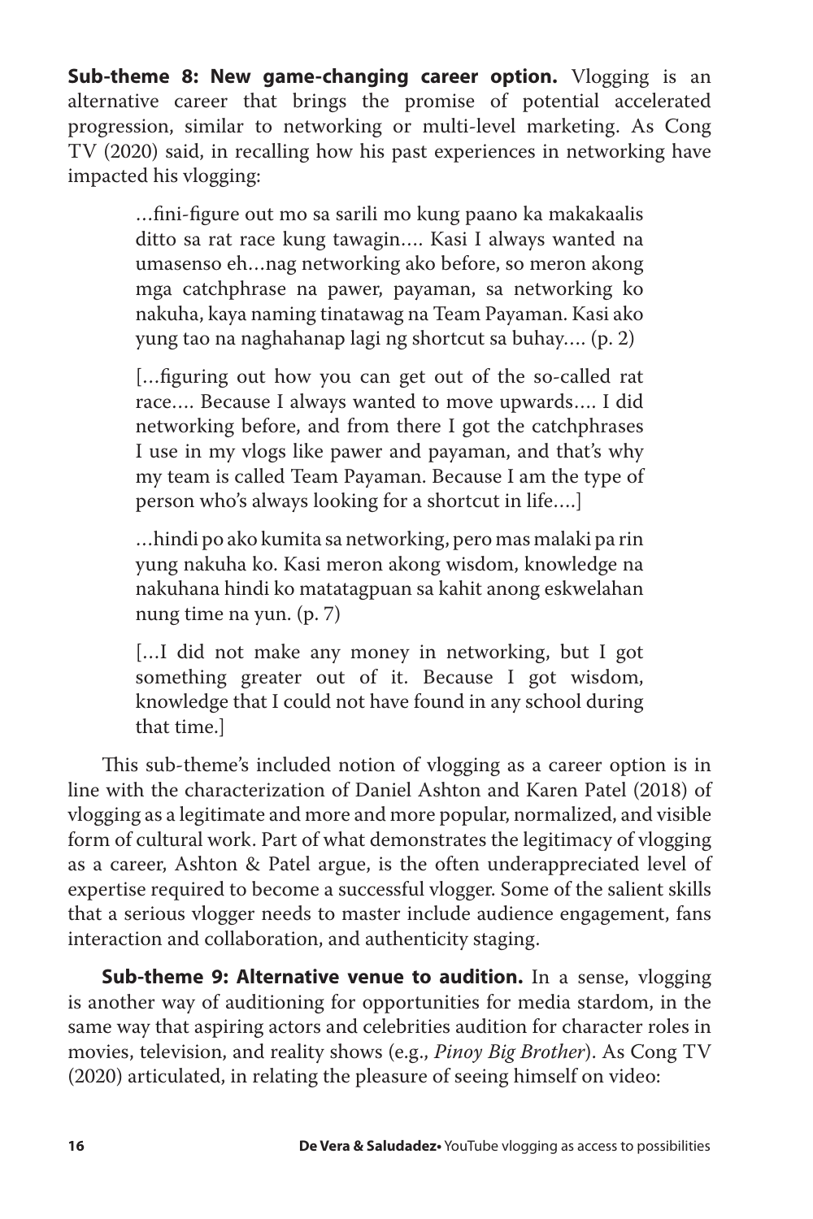**Sub-theme 8: New game-changing career option.** Vlogging is an alternative career that brings the promise of potential accelerated progression, similar to networking or multi-level marketing. As Cong TV (2020) said, in recalling how his past experiences in networking have impacted his vlogging:

> …fini-figure out mo sa sarili mo kung paano ka makakaalis ditto sa rat race kung tawagin…. Kasi I always wanted na umasenso eh…nag networking ako before, so meron akong mga catchphrase na pawer, payaman, sa networking ko nakuha, kaya naming tinatawag na Team Payaman. Kasi ako yung tao na naghahanap lagi ng shortcut sa buhay…. (p. 2)
>
> […figuring out how you can get out of the so-called rat race…. Because I always wanted to move upwards…. I did networking before, and from there I got the catchphrases I use in my vlogs like pawer and payaman, and that's why my team is called Team Payaman. Because I am the type of person who's always looking for a shortcut in life….]
>
> …hindi po ako kumita sa networking, pero mas malaki pa rin yung nakuha ko. Kasi meron akong wisdom, knowledge na nakuhana hindi ko matatagpuan sa kahit anong eskwelahan nung time na yun. (p. 7)
>
> […I did not make any money in networking, but I got something greater out of it. Because I got wisdom, knowledge that I could not have found in any school during that time.]

This sub-theme's included notion of vlogging as a career option is in line with the characterization of Daniel Ashton and Karen Patel (2018) of vlogging as a legitimate and more and more popular, normalized, and visible form of cultural work. Part of what demonstrates the legitimacy of vlogging as a career, Ashton & Patel argue, is the often underappreciated level of expertise required to become a successful vlogger. Some of the salient skills that a serious vlogger needs to master include audience engagement, fans interaction and collaboration, and authenticity staging.

**Sub-theme 9: Alternative venue to audition.** In a sense, vlogging is another way of auditioning for opportunities for media stardom, in the same way that aspiring actors and celebrities audition for character roles in movies, television, and reality shows (e.g., *Pinoy Big Brother*). As Cong TV (2020) articulated, in relating the pleasure of seeing himself on video: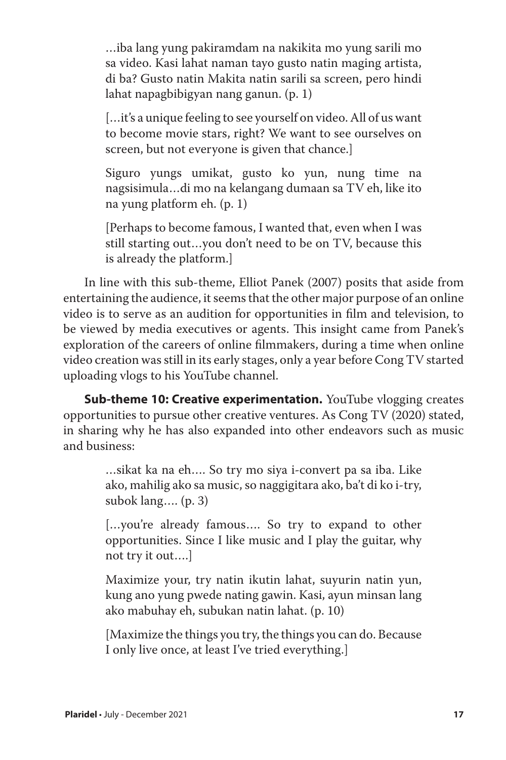> …iba lang yung pakiramdam na nakikita mo yung sarili mo sa video. Kasi lahat naman tayo gusto natin maging artista, di ba? Gusto natin Makita natin sarili sa screen, pero hindi lahat napagbibigyan nang ganun. (p. 1)
>
> […it's a unique feeling to see yourself on video. All of us want to become movie stars, right? We want to see ourselves on screen, but not everyone is given that chance.]
>
> Siguro yungs umikat, gusto ko yun, nung time na nagsisimula…di mo na kelangang dumaan sa TV eh, like ito na yung platform eh. (p. 1)
>
> [Perhaps to become famous, I wanted that, even when I was still starting out…you don't need to be on TV, because this is already the platform.]

In line with this sub-theme, Elliot Panek (2007) posits that aside from entertaining the audience, it seems that the other major purpose of an online video is to serve as an audition for opportunities in film and television, to be viewed by media executives or agents. This insight came from Panek's exploration of the careers of online filmmakers, during a time when online video creation was still in its early stages, only a year before Cong TV started uploading vlogs to his YouTube channel.

**Sub-theme 10: Creative experimentation.** YouTube vlogging creates opportunities to pursue other creative ventures. As Cong TV (2020) stated, in sharing why he has also expanded into other endeavors such as music and business:

> …sikat ka na eh…. So try mo siya i-convert pa sa iba. Like ako, mahilig ako sa music, so naggigitara ako, ba't di ko i-try, subok lang…. (p. 3)
>
> […you're already famous…. So try to expand to other opportunities. Since I like music and I play the guitar, why not try it out….]
>
> Maximize your, try natin ikutin lahat, suyurin natin yun, kung ano yung pwede nating gawin. Kasi, ayun minsan lang ako mabuhay eh, subukan natin lahat. (p. 10)
>
> [Maximize the things you try, the things you can do. Because I only live once, at least I've tried everything.]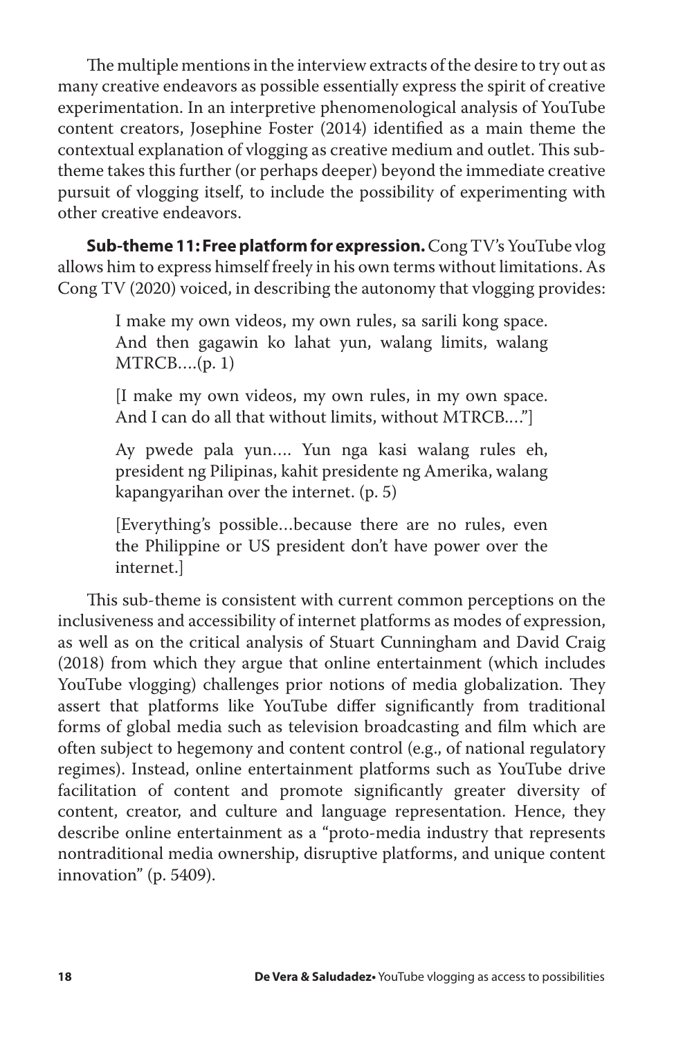The multiple mentions in the interview extracts of the desire to try out as many creative endeavors as possible essentially express the spirit of creative experimentation. In an interpretive phenomenological analysis of YouTube content creators, Josephine Foster (2014) identified as a main theme the contextual explanation of vlogging as creative medium and outlet. This sub-theme takes this further (or perhaps deeper) beyond the immediate creative pursuit of vlogging itself, to include the possibility of experimenting with other creative endeavors.

**Sub-theme 11: Free platform for expression.** Cong TV's YouTube vlog allows him to express himself freely in his own terms without limitations. As Cong TV (2020) voiced, in describing the autonomy that vlogging provides:

> I make my own videos, my own rules, sa sarili kong space. And then gagawin ko lahat yun, walang limits, walang MTRCB….(p. 1)
>
> [I make my own videos, my own rules, in my own space. And I can do all that without limits, without MTRCB…."]
>
> Ay pwede pala yun…. Yun nga kasi walang rules eh, president ng Pilipinas, kahit presidente ng Amerika, walang kapangyarihan over the internet. (p. 5)
>
> [Everything's possible…because there are no rules, even the Philippine or US president don't have power over the internet.]

This sub-theme is consistent with current common perceptions on the inclusiveness and accessibility of internet platforms as modes of expression, as well as on the critical analysis of Stuart Cunningham and David Craig (2018) from which they argue that online entertainment (which includes YouTube vlogging) challenges prior notions of media globalization. They assert that platforms like YouTube differ significantly from traditional forms of global media such as television broadcasting and film which are often subject to hegemony and content control (e.g., of national regulatory regimes). Instead, online entertainment platforms such as YouTube drive facilitation of content and promote significantly greater diversity of content, creator, and culture and language representation. Hence, they describe online entertainment as a "proto-media industry that represents nontraditional media ownership, disruptive platforms, and unique content innovation" (p. 5409).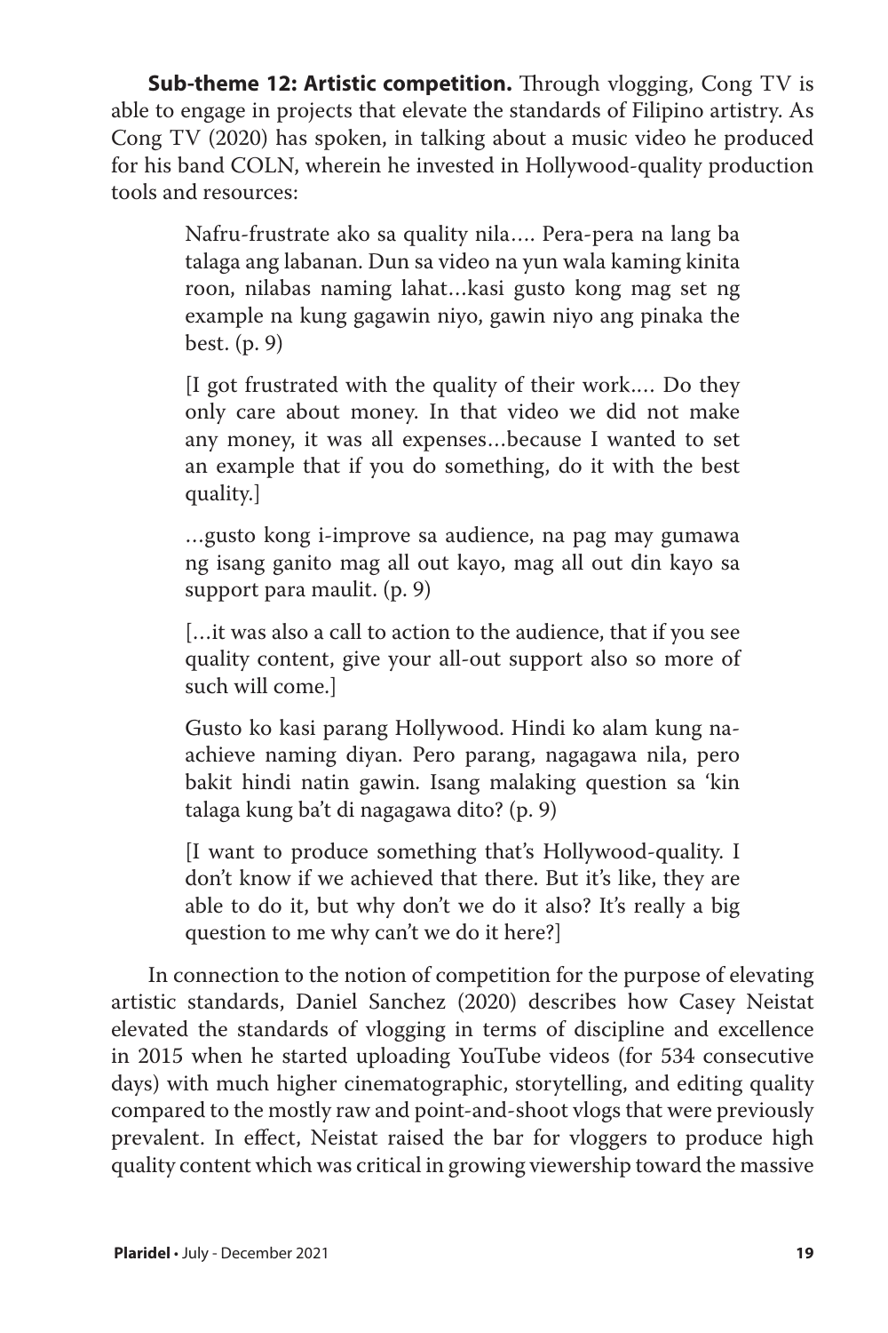**Sub-theme 12: Artistic competition.** Through vlogging, Cong TV is able to engage in projects that elevate the standards of Filipino artistry. As Cong TV (2020) has spoken, in talking about a music video he produced for his band COLN, wherein he invested in Hollywood-quality production tools and resources:

> Nafru-frustrate ako sa quality nila…. Pera-pera na lang ba talaga ang labanan. Dun sa video na yun wala kaming kinita roon, nilabas naming lahat…kasi gusto kong mag set ng example na kung gagawin niyo, gawin niyo ang pinaka the best. (p. 9)
>
> [I got frustrated with the quality of their work…. Do they only care about money. In that video we did not make any money, it was all expenses…because I wanted to set an example that if you do something, do it with the best quality.]
>
> …gusto kong i-improve sa audience, na pag may gumawa ng isang ganito mag all out kayo, mag all out din kayo sa support para maulit. (p. 9)
>
> […it was also a call to action to the audience, that if you see quality content, give your all-out support also so more of such will come.]
>
> Gusto ko kasi parang Hollywood. Hindi ko alam kung na-achieve naming diyan. Pero parang, nagagawa nila, pero bakit hindi natin gawin. Isang malaking question sa 'kin talaga kung ba't di nagagawa dito? (p. 9)
>
> [I want to produce something that's Hollywood-quality. I don't know if we achieved that there. But it's like, they are able to do it, but why don't we do it also? It's really a big question to me why can't we do it here?]

In connection to the notion of competition for the purpose of elevating artistic standards, Daniel Sanchez (2020) describes how Casey Neistat elevated the standards of vlogging in terms of discipline and excellence in 2015 when he started uploading YouTube videos (for 534 consecutive days) with much higher cinematographic, storytelling, and editing quality compared to the mostly raw and point-and-shoot vlogs that were previously prevalent. In effect, Neistat raised the bar for vloggers to produce high quality content which was critical in growing viewership toward the massive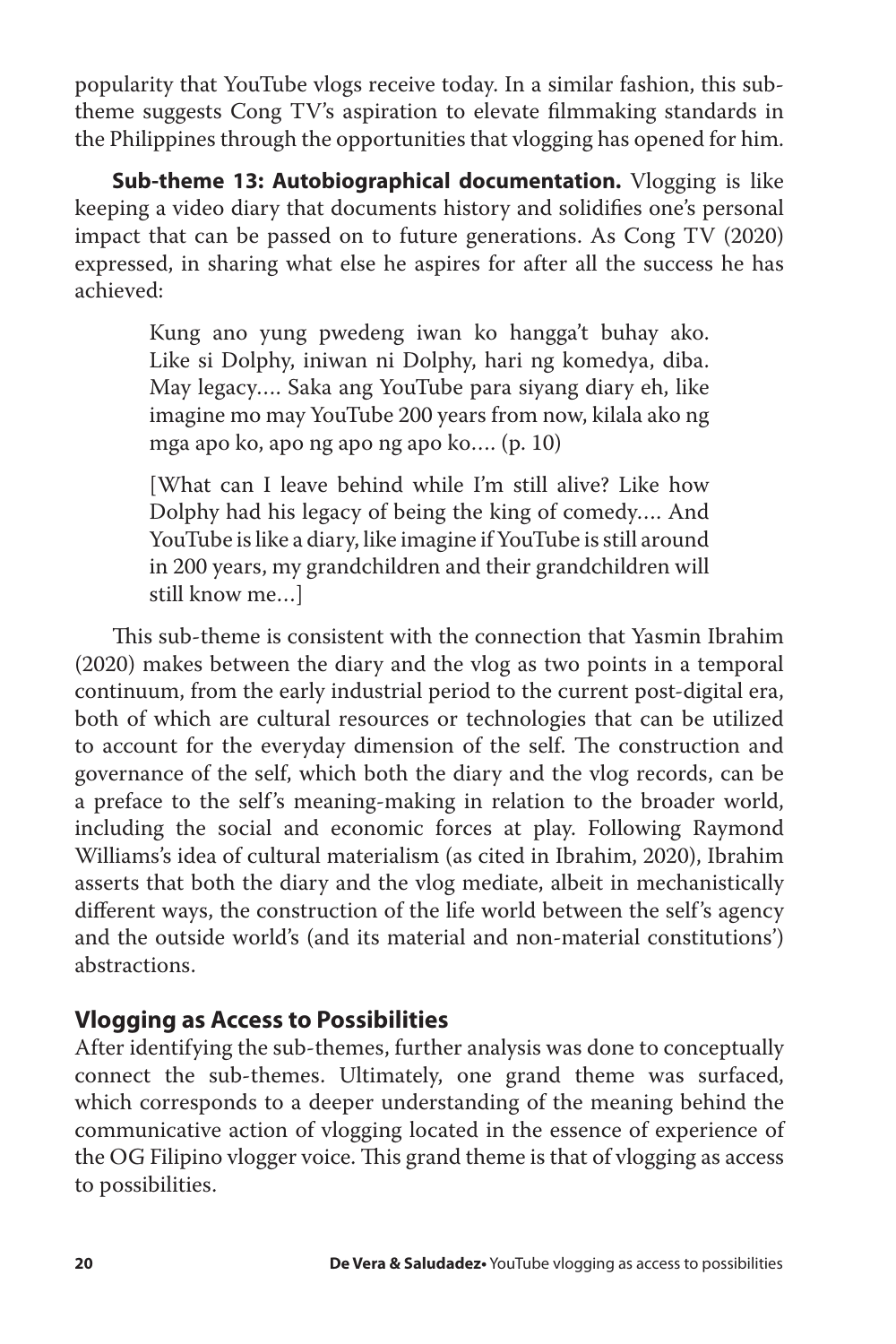popularity that YouTube vlogs receive today. In a similar fashion, this sub-theme suggests Cong TV's aspiration to elevate filmmaking standards in the Philippines through the opportunities that vlogging has opened for him.

**Sub-theme 13: Autobiographical documentation.** Vlogging is like keeping a video diary that documents history and solidifies one's personal impact that can be passed on to future generations. As Cong TV (2020) expressed, in sharing what else he aspires for after all the success he has achieved:

> Kung ano yung pwedeng iwan ko hangga't buhay ako. Like si Dolphy, iniwan ni Dolphy, hari ng komedya, diba. May legacy…. Saka ang YouTube para siyang diary eh, like imagine mo may YouTube 200 years from now, kilala ako ng mga apo ko, apo ng apo ng apo ko…. (p. 10)
>
> [What can I leave behind while I'm still alive? Like how Dolphy had his legacy of being the king of comedy…. And YouTube is like a diary, like imagine if YouTube is still around in 200 years, my grandchildren and their grandchildren will still know me…]

This sub-theme is consistent with the connection that Yasmin Ibrahim (2020) makes between the diary and the vlog as two points in a temporal continuum, from the early industrial period to the current post-digital era, both of which are cultural resources or technologies that can be utilized to account for the everyday dimension of the self. The construction and governance of the self, which both the diary and the vlog records, can be a preface to the self's meaning-making in relation to the broader world, including the social and economic forces at play. Following Raymond Williams's idea of cultural materialism (as cited in Ibrahim, 2020), Ibrahim asserts that both the diary and the vlog mediate, albeit in mechanistically different ways, the construction of the life world between the self's agency and the outside world's (and its material and non-material constitutions') abstractions.

## Vlogging as Access to Possibilities

After identifying the sub-themes, further analysis was done to conceptually connect the sub-themes. Ultimately, one grand theme was surfaced, which corresponds to a deeper understanding of the meaning behind the communicative action of vlogging located in the essence of experience of the OG Filipino vlogger voice. This grand theme is that of vlogging as access to possibilities.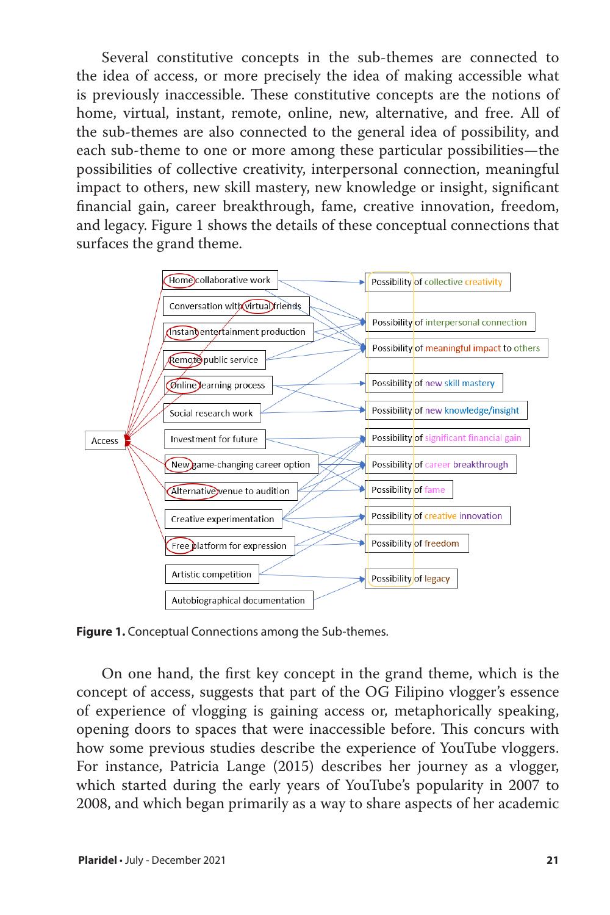Several constitutive concepts in the sub-themes are connected to the idea of access, or more precisely the idea of making accessible what is previously inaccessible. These constitutive concepts are the notions of home, virtual, instant, remote, online, new, alternative, and free. All of the sub-themes are also connected to the general idea of possibility, and each sub-theme to one or more among these particular possibilities—the possibilities of collective creativity, interpersonal connection, meaningful impact to others, new skill mastery, new knowledge or insight, significant financial gain, career breakthrough, fame, creative innovation, freedom, and legacy. Figure 1 shows the details of these conceptual connections that surfaces the grand theme.

**Figure 1.** Conceptual Connections among the Sub-themes.

On one hand, the first key concept in the grand theme, which is the concept of access, suggests that part of the OG Filipino vlogger's essence of experience of vlogging is gaining access or, metaphorically speaking, opening doors to spaces that were inaccessible before. This concurs with how some previous studies describe the experience of YouTube vloggers. For instance, Patricia Lange (2015) describes her journey as a vlogger, which started during the early years of YouTube's popularity in 2007 to 2008, and which began primarily as a way to share aspects of her academic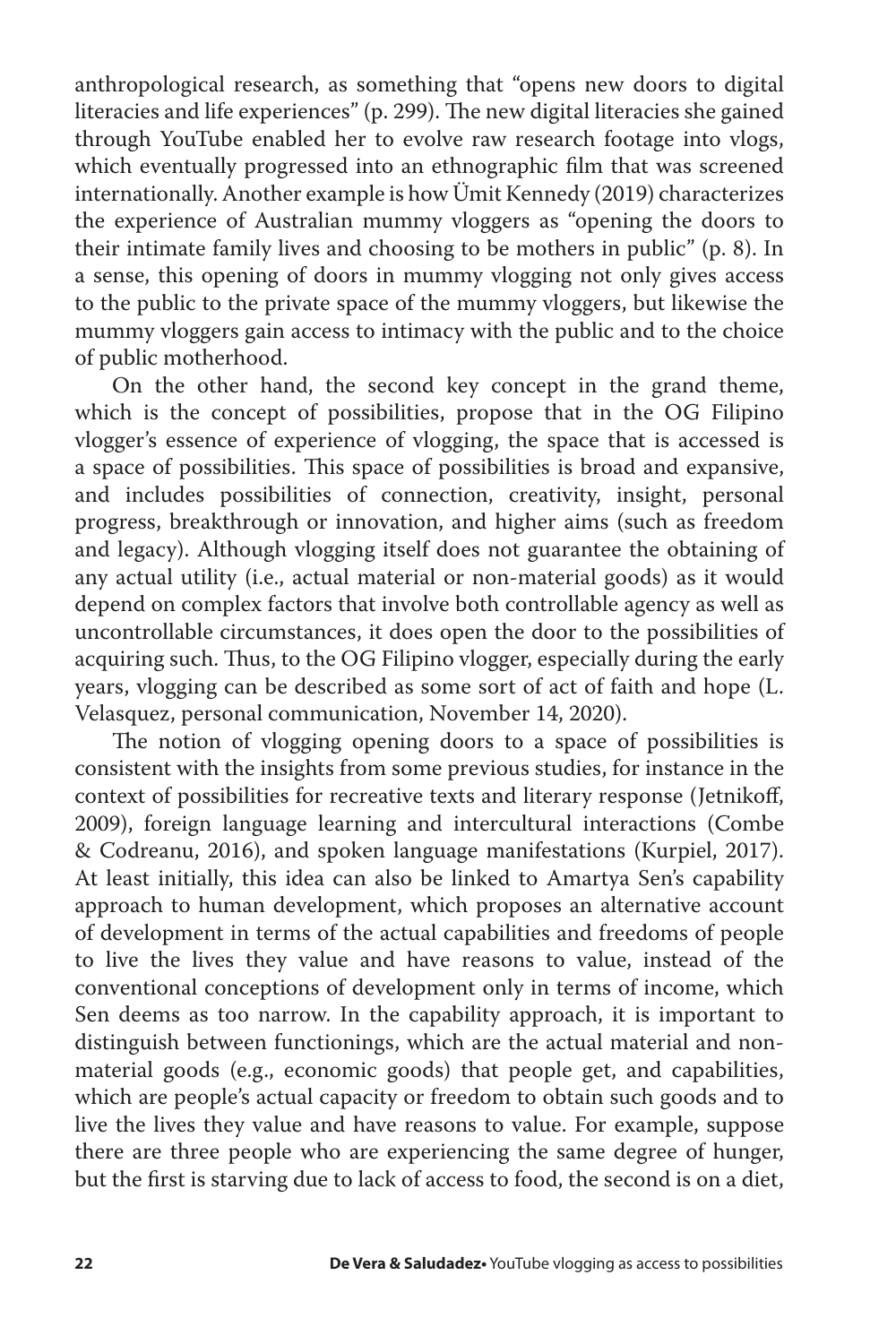anthropological research, as something that "opens new doors to digital literacies and life experiences" (p. 299). The new digital literacies she gained through YouTube enabled her to evolve raw research footage into vlogs, which eventually progressed into an ethnographic film that was screened internationally. Another example is how Ümit Kennedy (2019) characterizes the experience of Australian mummy vloggers as "opening the doors to their intimate family lives and choosing to be mothers in public" (p. 8). In a sense, this opening of doors in mummy vlogging not only gives access to the public to the private space of the mummy vloggers, but likewise the mummy vloggers gain access to intimacy with the public and to the choice of public motherhood.

On the other hand, the second key concept in the grand theme, which is the concept of possibilities, propose that in the OG Filipino vlogger's essence of experience of vlogging, the space that is accessed is a space of possibilities. This space of possibilities is broad and expansive, and includes possibilities of connection, creativity, insight, personal progress, breakthrough or innovation, and higher aims (such as freedom and legacy). Although vlogging itself does not guarantee the obtaining of any actual utility (i.e., actual material or non-material goods) as it would depend on complex factors that involve both controllable agency as well as uncontrollable circumstances, it does open the door to the possibilities of acquiring such. Thus, to the OG Filipino vlogger, especially during the early years, vlogging can be described as some sort of act of faith and hope (L. Velasquez, personal communication, November 14, 2020).

The notion of vlogging opening doors to a space of possibilities is consistent with the insights from some previous studies, for instance in the context of possibilities for recreative texts and literary response (Jetnikoff, 2009), foreign language learning and intercultural interactions (Combe & Codreanu, 2016), and spoken language manifestations (Kurpiel, 2017). At least initially, this idea can also be linked to Amartya Sen's capability approach to human development, which proposes an alternative account of development in terms of the actual capabilities and freedoms of people to live the lives they value and have reasons to value, instead of the conventional conceptions of development only in terms of income, which Sen deems as too narrow. In the capability approach, it is important to distinguish between functionings, which are the actual material and non-material goods (e.g., economic goods) that people get, and capabilities, which are people's actual capacity or freedom to obtain such goods and to live the lives they value and have reasons to value. For example, suppose there are three people who are experiencing the same degree of hunger, but the first is starving due to lack of access to food, the second is on a diet,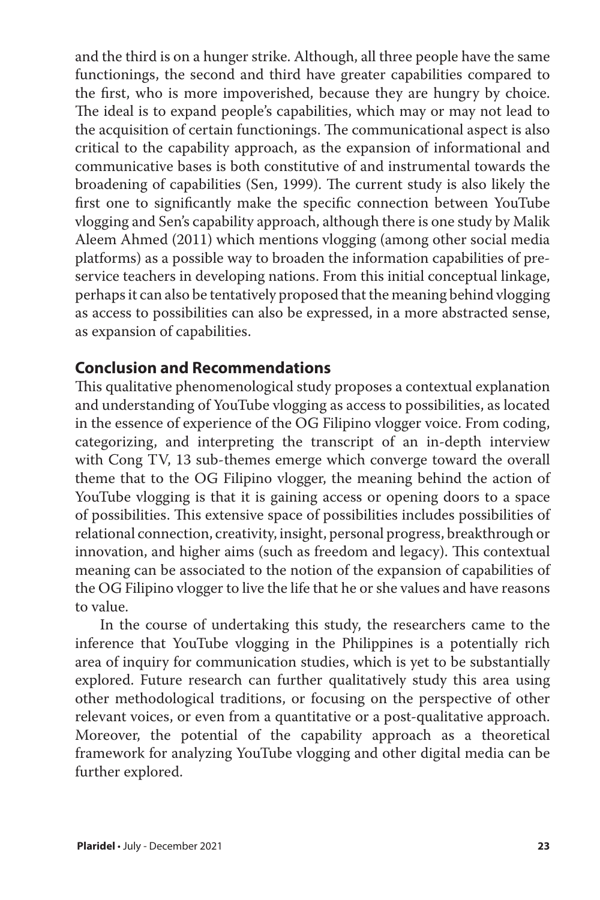and the third is on a hunger strike. Although, all three people have the same functionings, the second and third have greater capabilities compared to the first, who is more impoverished, because they are hungry by choice. The ideal is to expand people's capabilities, which may or may not lead to the acquisition of certain functionings. The communicational aspect is also critical to the capability approach, as the expansion of informational and communicative bases is both constitutive of and instrumental towards the broadening of capabilities (Sen, 1999). The current study is also likely the first one to significantly make the specific connection between YouTube vlogging and Sen's capability approach, although there is one study by Malik Aleem Ahmed (2011) which mentions vlogging (among other social media platforms) as a possible way to broaden the information capabilities of pre-service teachers in developing nations. From this initial conceptual linkage, perhaps it can also be tentatively proposed that the meaning behind vlogging as access to possibilities can also be expressed, in a more abstracted sense, as expansion of capabilities.

## Conclusion and Recommendations

This qualitative phenomenological study proposes a contextual explanation and understanding of YouTube vlogging as access to possibilities, as located in the essence of experience of the OG Filipino vlogger voice. From coding, categorizing, and interpreting the transcript of an in-depth interview with Cong TV, 13 sub-themes emerge which converge toward the overall theme that to the OG Filipino vlogger, the meaning behind the action of YouTube vlogging is that it is gaining access or opening doors to a space of possibilities. This extensive space of possibilities includes possibilities of relational connection, creativity, insight, personal progress, breakthrough or innovation, and higher aims (such as freedom and legacy). This contextual meaning can be associated to the notion of the expansion of capabilities of the OG Filipino vlogger to live the life that he or she values and have reasons to value.

In the course of undertaking this study, the researchers came to the inference that YouTube vlogging in the Philippines is a potentially rich area of inquiry for communication studies, which is yet to be substantially explored. Future research can further qualitatively study this area using other methodological traditions, or focusing on the perspective of other relevant voices, or even from a quantitative or a post-qualitative approach. Moreover, the potential of the capability approach as a theoretical framework for analyzing YouTube vlogging and other digital media can be further explored.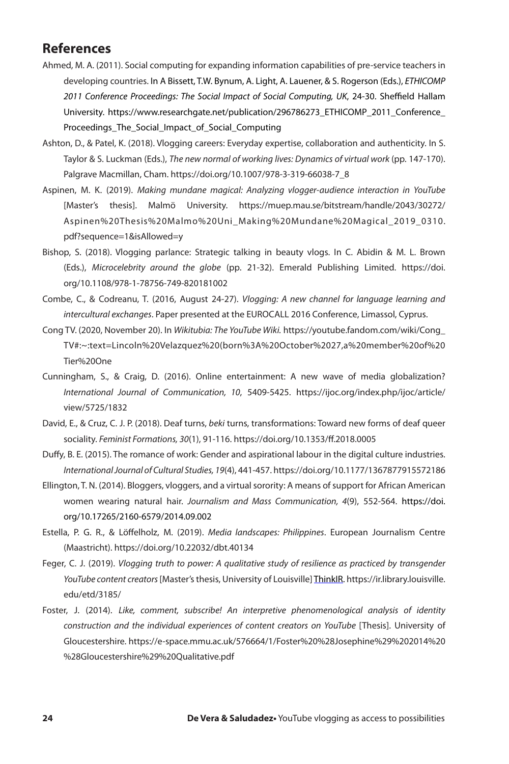## References

Ahmed, M. A. (2011). Social computing for expanding information capabilities of pre-service teachers in developing countries. In A Bissett, T.W. Bynum, A. Light, A. Lauener, & S. Rogerson (Eds.), *ETHICOMP 2011 Conference Proceedings: The Social Impact of Social Computing, UK*, 24-30. Sheffield Hallam University. https://www.researchgate.net/publication/296786273_ETHICOMP_2011_Conference_Proceedings_The_Social_Impact_of_Social_Computing

Ashton, D., & Patel, K. (2018). Vlogging careers: Everyday expertise, collaboration and authenticity. In S. Taylor & S. Luckman (Eds.), *The new normal of working lives: Dynamics of virtual work* (pp. 147-170). Palgrave Macmillan, Cham. https://doi.org/10.1007/978-3-319-66038-7_8

Aspinen, M. K. (2019). *Making mundane magical: Analyzing vlogger-audience interaction in YouTube* [Master's thesis]. Malmö University. https://muep.mau.se/bitstream/handle/2043/30272/Aspinen%20Thesis%20Malmo%20Uni_Making%20Mundane%20Magical_2019_0310.pdf?sequence=1&isAllowed=y

Bishop, S. (2018). Vlogging parlance: Strategic talking in beauty vlogs. In C. Abidin & M. L. Brown (Eds.), *Microcelebrity around the globe* (pp. 21-32). Emerald Publishing Limited. https://doi.org/10.1108/978-1-78756-749-820181002

Combe, C., & Codreanu, T. (2016, August 24-27). *Vlogging: A new channel for language learning and intercultural exchanges*. Paper presented at the EUROCALL 2016 Conference, Limassol, Cyprus.

Cong TV. (2020, November 20). In *Wikitubia: The YouTube Wiki.* https://youtube.fandom.com/wiki/Cong_TV#:~:text=Lincoln%20Velazquez%20(born%3A%20October%2027,a%20member%20of%20Tier%20One

Cunningham, S., & Craig, D. (2016). Online entertainment: A new wave of media globalization? *International Journal of Communication, 10*, 5409-5425. https://ijoc.org/index.php/ijoc/article/view/5725/1832

David, E., & Cruz, C. J. P. (2018). Deaf turns, *beki* turns, transformations: Toward new forms of deaf queer sociality. *Feminist Formations, 30*(1), 91-116. https://doi.org/10.1353/ff.2018.0005

Duffy, B. E. (2015). The romance of work: Gender and aspirational labour in the digital culture industries. *International Journal of Cultural Studies, 19*(4), 441-457. https://doi.org/10.1177/1367877915572186

Ellington, T. N. (2014). Bloggers, vloggers, and a virtual sorority: A means of support for African American women wearing natural hair. *Journalism and Mass Communication, 4*(9), 552-564. https://doi.org/10.17265/2160-6579/2014.09.002

Estella, P. G. R., & Löffelholz, M. (2019). *Media landscapes: Philippines*. European Journalism Centre (Maastricht). https://doi.org/10.22032/dbt.40134

Feger, C. J. (2019). *Vlogging truth to power: A qualitative study of resilience as practiced by transgender YouTube content creators* [Master's thesis, University of Louisville] ThinkIR. https://ir.library.louisville.edu/etd/3185/

Foster, J. (2014). *Like, comment, subscribe! An interpretive phenomenological analysis of identity construction and the individual experiences of content creators on YouTube* [Thesis]. University of Gloucestershire. https://e-space.mmu.ac.uk/576664/1/Foster%20%28Josephine%29%202014%20%28Gloucestershire%29%20Qualitative.pdf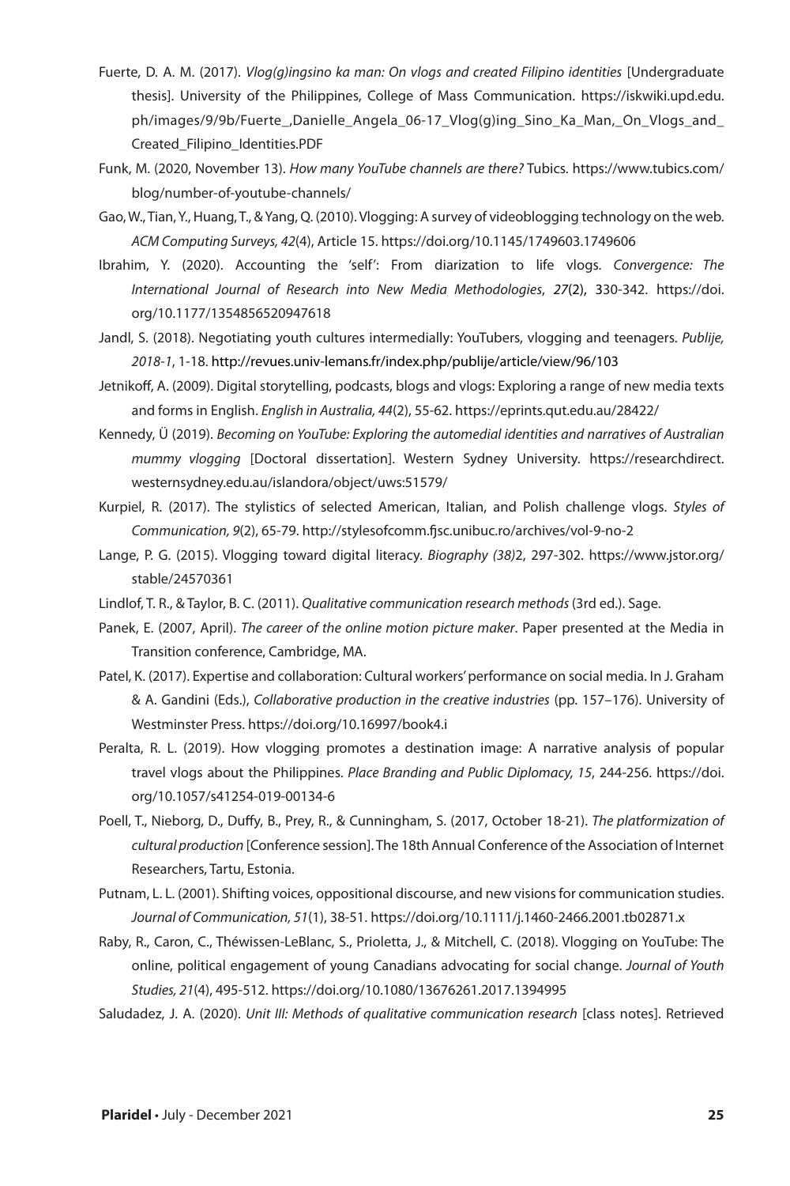Fuerte, D. A. M. (2017). *Vlog(g)ingsino ka man: On vlogs and created Filipino identities* [Undergraduate thesis]. University of the Philippines, College of Mass Communication. https://iskwiki.upd.edu.ph/images/9/9b/Fuerte_,Danielle_Angela_06-17_Vlog(g)ing_Sino_Ka_Man,_On_Vlogs_and_Created_Filipino_Identities.PDF

Funk, M. (2020, November 13). *How many YouTube channels are there?* Tubics. https://www.tubics.com/blog/number-of-youtube-channels/

Gao, W., Tian, Y., Huang, T., & Yang, Q. (2010). Vlogging: A survey of videoblogging technology on the web. *ACM Computing Surveys, 42*(4), Article 15. https://doi.org/10.1145/1749603.1749606

Ibrahim, Y. (2020). Accounting the 'self': From diarization to life vlogs. *Convergence: The International Journal of Research into New Media Methodologies*, *27*(2), 330-342. https://doi.org/10.1177/1354856520947618

Jandl, S. (2018). Negotiating youth cultures intermedially: YouTubers, vlogging and teenagers. *Publije, 2018-1*, 1-18. http://revues.univ-lemans.fr/index.php/publije/article/view/96/103

Jetnikoff, A. (2009). Digital storytelling, podcasts, blogs and vlogs: Exploring a range of new media texts and forms in English. *English in Australia, 44*(2), 55-62. https://eprints.qut.edu.au/28422/

Kennedy, Ü (2019). *Becoming on YouTube: Exploring the automedial identities and narratives of Australian mummy vlogging* [Doctoral dissertation]. Western Sydney University. https://researchdirect.westernsydney.edu.au/islandora/object/uws:51579/

Kurpiel, R. (2017). The stylistics of selected American, Italian, and Polish challenge vlogs. *Styles of Communication, 9*(2), 65-79. http://stylesofcomm.fjsc.unibuc.ro/archives/vol-9-no-2

Lange, P. G. (2015). Vlogging toward digital literacy. *Biography (38)*2, 297-302. https://www.jstor.org/stable/24570361

Lindlof, T. R., & Taylor, B. C. (2011). *Qualitative communication research methods* (3rd ed.). Sage.

Panek, E. (2007, April). *The career of the online motion picture maker*. Paper presented at the Media in Transition conference, Cambridge, MA.

Patel, K. (2017). Expertise and collaboration: Cultural workers' performance on social media. In J. Graham & A. Gandini (Eds.), *Collaborative production in the creative industries* (pp. 157–176). University of Westminster Press. https://doi.org/10.16997/book4.i

Peralta, R. L. (2019). How vlogging promotes a destination image: A narrative analysis of popular travel vlogs about the Philippines. *Place Branding and Public Diplomacy, 15*, 244-256. https://doi.org/10.1057/s41254-019-00134-6

Poell, T., Nieborg, D., Duffy, B., Prey, R., & Cunningham, S. (2017, October 18-21). *The platformization of cultural production* [Conference session]. The 18th Annual Conference of the Association of Internet Researchers, Tartu, Estonia.

Putnam, L. L. (2001). Shifting voices, oppositional discourse, and new visions for communication studies. *Journal of Communication, 51*(1), 38-51. https://doi.org/10.1111/j.1460-2466.2001.tb02871.x

Raby, R., Caron, C., Théwissen-LeBlanc, S., Prioletta, J., & Mitchell, C. (2018). Vlogging on YouTube: The online, political engagement of young Canadians advocating for social change. *Journal of Youth Studies, 21*(4), 495-512. https://doi.org/10.1080/13676261.2017.1394995

Saludadez, J. A. (2020). *Unit III: Methods of qualitative communication research* [class notes]. Retrieved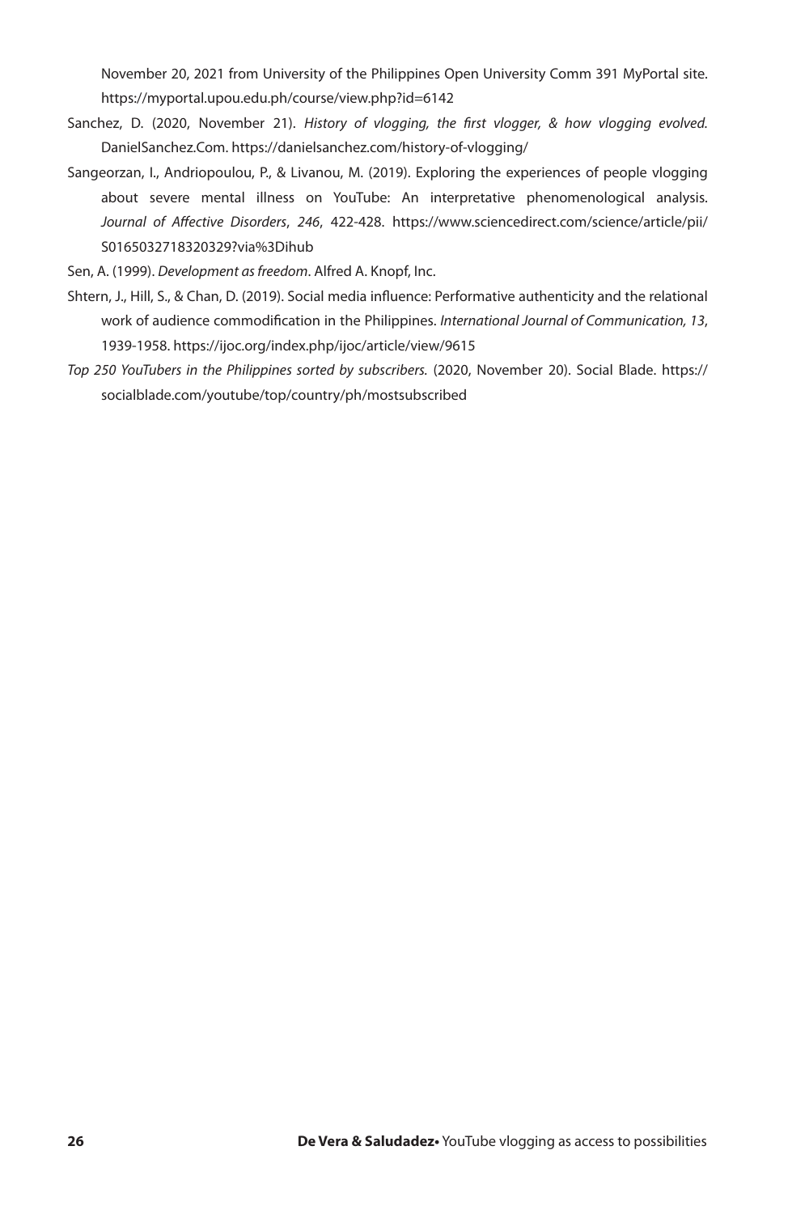November 20, 2021 from University of the Philippines Open University Comm 391 MyPortal site. https://myportal.upou.edu.ph/course/view.php?id=6142

Sanchez, D. (2020, November 21). *History of vlogging, the first vlogger, & how vlogging evolved*. DanielSanchez.Com. https://danielsanchez.com/history-of-vlogging/

Sangeorzan, I., Andriopoulou, P., & Livanou, M. (2019). Exploring the experiences of people vlogging about severe mental illness on YouTube: An interpretative phenomenological analysis. *Journal of Affective Disorders*, *246*, 422-428. https://www.sciencedirect.com/science/article/pii/S0165032718320329?via%3Dihub

Sen, A. (1999). *Development as freedom*. Alfred A. Knopf, Inc.

Shtern, J., Hill, S., & Chan, D. (2019). Social media influence: Performative authenticity and the relational work of audience commodification in the Philippines. *International Journal of Communication, 13*, 1939-1958. https://ijoc.org/index.php/ijoc/article/view/9615

*Top 250 YouTubers in the Philippines sorted by subscribers.* (2020, November 20). Social Blade. https://socialblade.com/youtube/top/country/ph/mostsubscribed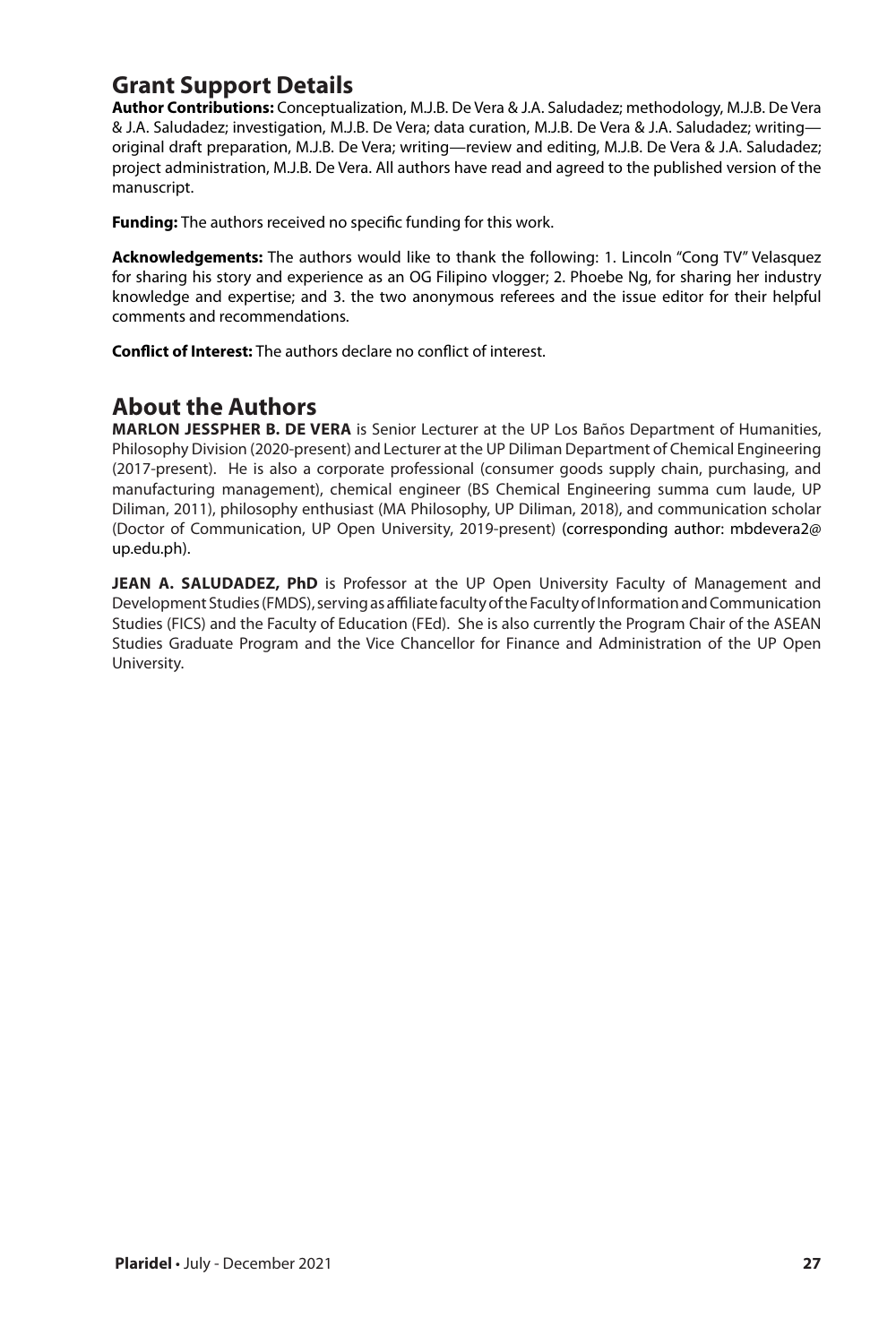## Grant Support Details

**Author Contributions:** Conceptualization, M.J.B. De Vera & J.A. Saludadez; methodology, M.J.B. De Vera & J.A. Saludadez; investigation, M.J.B. De Vera; data curation, M.J.B. De Vera & J.A. Saludadez; writing—original draft preparation, M.J.B. De Vera; writing—review and editing, M.J.B. De Vera & J.A. Saludadez; project administration, M.J.B. De Vera. All authors have read and agreed to the published version of the manuscript.

**Funding:** The authors received no specific funding for this work.

**Acknowledgements:** The authors would like to thank the following: 1. Lincoln "Cong TV" Velasquez for sharing his story and experience as an OG Filipino vlogger; 2. Phoebe Ng, for sharing her industry knowledge and expertise; and 3. the two anonymous referees and the issue editor for their helpful comments and recommendations.

**Conflict of Interest:** The authors declare no conflict of interest.

## About the Authors

**MARLON JESSPHER B. DE VERA** is Senior Lecturer at the UP Los Baños Department of Humanities, Philosophy Division (2020-present) and Lecturer at the UP Diliman Department of Chemical Engineering (2017-present). He is also a corporate professional (consumer goods supply chain, purchasing, and manufacturing management), chemical engineer (BS Chemical Engineering summa cum laude, UP Diliman, 2011), philosophy enthusiast (MA Philosophy, UP Diliman, 2018), and communication scholar (Doctor of Communication, UP Open University, 2019-present) (corresponding author: mbdevera2@up.edu.ph).

**JEAN A. SALUDADEZ, PhD** is Professor at the UP Open University Faculty of Management and Development Studies (FMDS), serving as affiliate faculty of the Faculty of Information and Communication Studies (FICS) and the Faculty of Education (FEd). She is also currently the Program Chair of the ASEAN Studies Graduate Program and the Vice Chancellor for Finance and Administration of the UP Open University.